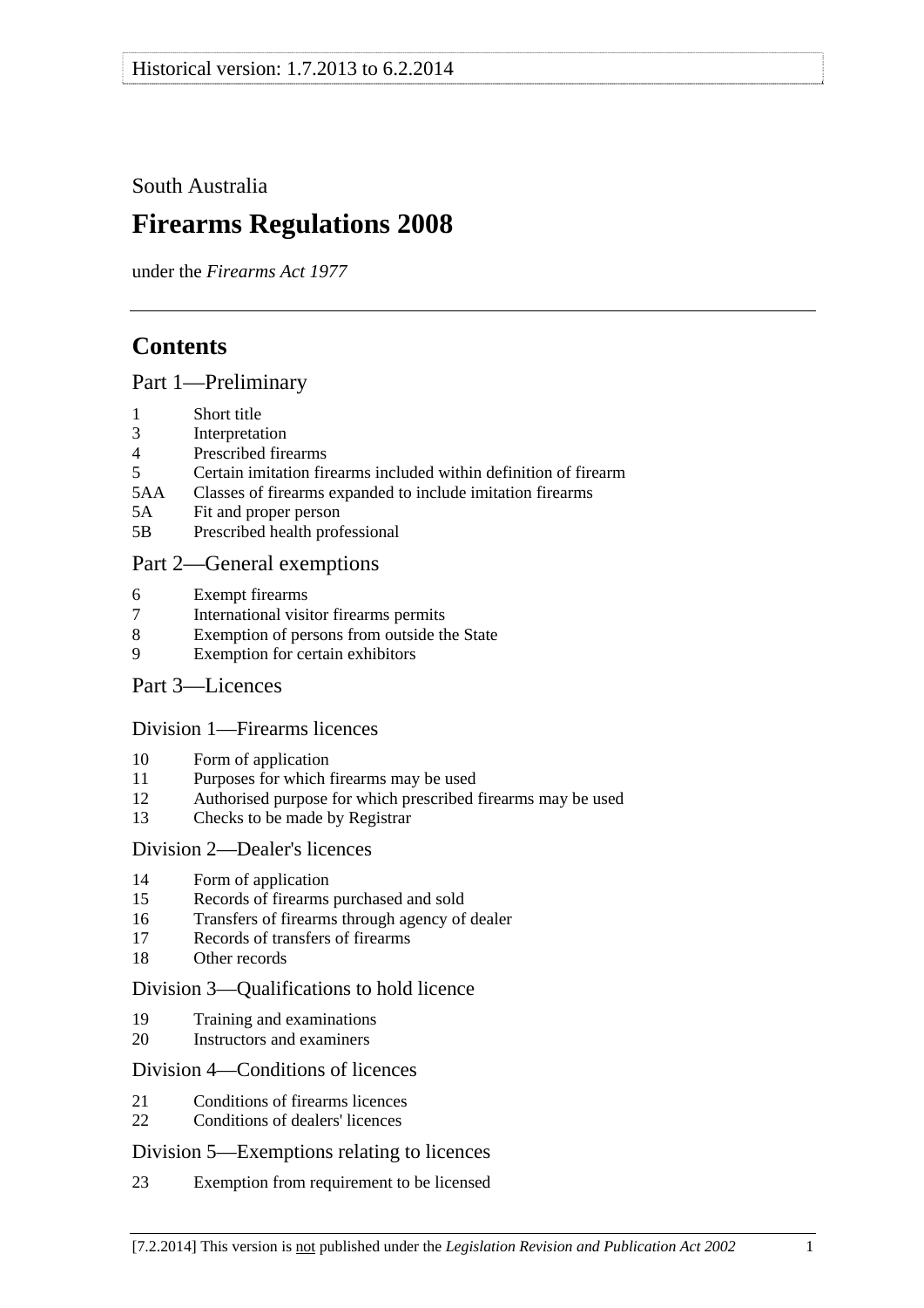Historical version: 1.7.2013 to 6.2.2014

South Australia

# Firearms Regulations 2008

under the *Firearms Act 1977*

## Contents

### Part 1—Preliminary

- 1 Short title
- 3 Interpretation
- 4 Prescribed firearms
- 5 Certain imitation firearms included within definition of firearm
- 5AA Classes of firearms expanded to include imitation firearms
- 5A Fit and proper person
- 5B Prescribed health professional

### Part 2—General exemptions

- 6 Exempt firearms
- 7 International visitor firearms permits
- 8 Exemption of persons from outside the State
- 9 Exemption for certain exhibitors

### Part 3—Licences

#### Division 1—Firearms licences

- 10 Form of application
- 11 Purposes for which firearms may be used
- 12 Authorised purpose for which prescribed firearms may be used
- 13 Checks to be made by Registrar

#### Division 2—Dealer's licences

- 14 Form of application
- 15 Records of firearms purchased and sold
- 16 Transfers of firearms through agency of dealer
- 17 Records of transfers of firearms
- 18 Other records

#### Division 3—Qualifications to hold licence

- 19 Training and examinations
- 20 Instructors and examiners

#### Division 4—Conditions of licences

- 21 Conditions of firearms licences
- 22 Conditions of dealers' licences

#### Division 5—Exemptions relating to licences

- 23 Exemption from requirement to be licensed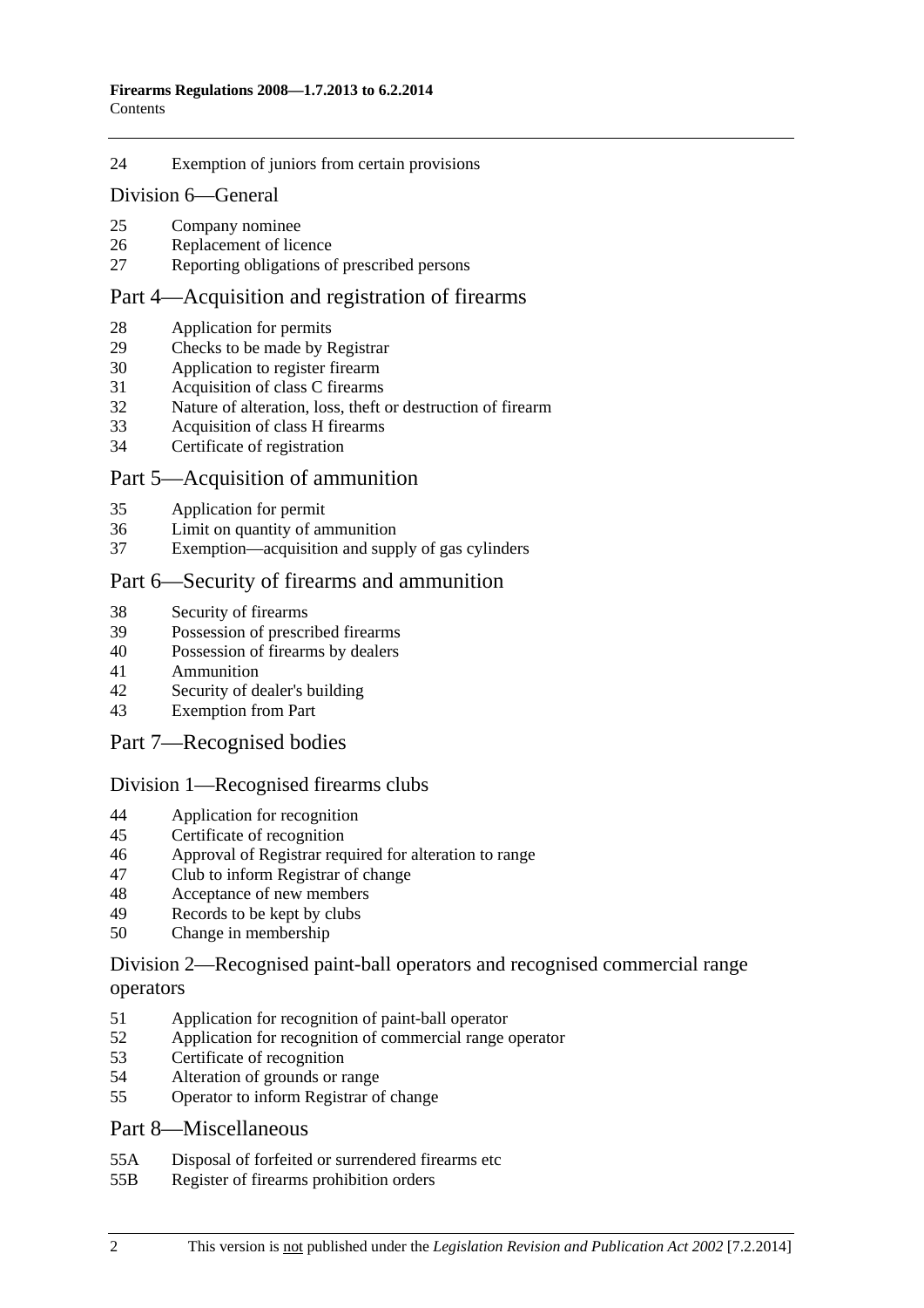24 Exemption of juniors from certain provisions

## Division 6—General

25 Company nominee
26 Replacement of licence
27 Reporting obligations of prescribed persons

# Part 4—Acquisition and registration of firearms

28 Application for permits
29 Checks to be made by Registrar
30 Application to register firearm
31 Acquisition of class C firearms
32 Nature of alteration, loss, theft or destruction of firearm
33 Acquisition of class H firearms
34 Certificate of registration

# Part 5—Acquisition of ammunition

35 Application for permit
36 Limit on quantity of ammunition
37 Exemption—acquisition and supply of gas cylinders

# Part 6—Security of firearms and ammunition

38 Security of firearms
39 Possession of prescribed firearms
40 Possession of firearms by dealers
41 Ammunition
42 Security of dealer's building
43 Exemption from Part

# Part 7—Recognised bodies

## Division 1—Recognised firearms clubs

44 Application for recognition
45 Certificate of recognition
46 Approval of Registrar required for alteration to range
47 Club to inform Registrar of change
48 Acceptance of new members
49 Records to be kept by clubs
50 Change in membership

## Division 2—Recognised paint-ball operators and recognised commercial range operators

51 Application for recognition of paint-ball operator
52 Application for recognition of commercial range operator
53 Certificate of recognition
54 Alteration of grounds or range
55 Operator to inform Registrar of change

# Part 8—Miscellaneous

55A Disposal of forfeited or surrendered firearms etc
55B Register of firearms prohibition orders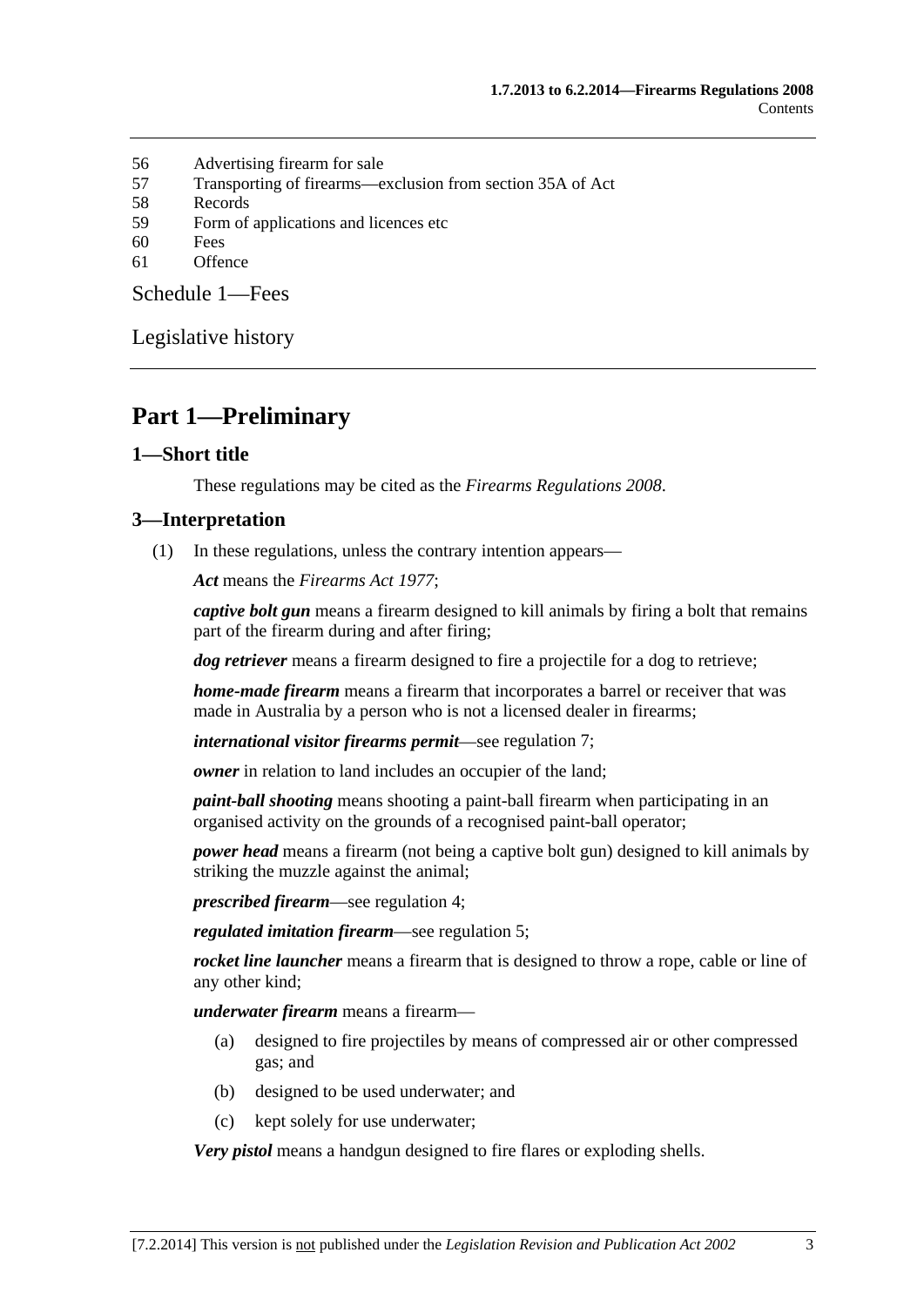56 Advertising firearm for sale
57 Transporting of firearms—exclusion from section 35A of Act
58 Records
59 Form of applications and licences etc
60 Fees
61 Offence

Schedule 1—Fees

Legislative history

# Part 1—Preliminary

## 1—Short title

These regulations may be cited as the *Firearms Regulations 2008*.

## 3—Interpretation

(1) In these regulations, unless the contrary intention appears—

***Act*** means the *Firearms Act 1977*;

***captive bolt gun*** means a firearm designed to kill animals by firing a bolt that remains part of the firearm during and after firing;

***dog retriever*** means a firearm designed to fire a projectile for a dog to retrieve;

***home-made firearm*** means a firearm that incorporates a barrel or receiver that was made in Australia by a person who is not a licensed dealer in firearms;

***international visitor firearms permit***—see regulation 7;

***owner*** in relation to land includes an occupier of the land;

***paint-ball shooting*** means shooting a paint-ball firearm when participating in an organised activity on the grounds of a recognised paint-ball operator;

***power head*** means a firearm (not being a captive bolt gun) designed to kill animals by striking the muzzle against the animal;

***prescribed firearm***—see regulation 4;

***regulated imitation firearm***—see regulation 5;

***rocket line launcher*** means a firearm that is designed to throw a rope, cable or line of any other kind;

***underwater firearm*** means a firearm—

(a) designed to fire projectiles by means of compressed air or other compressed gas; and

(b) designed to be used underwater; and

(c) kept solely for use underwater;

***Very pistol*** means a handgun designed to fire flares or exploding shells.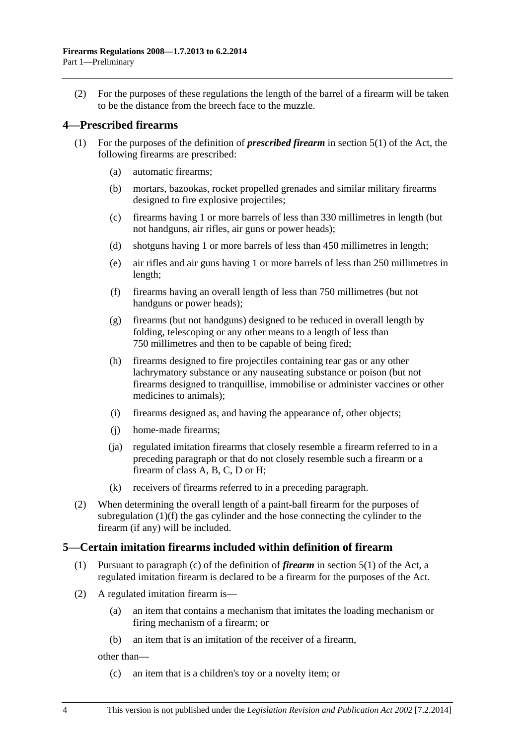(2) For the purposes of these regulations the length of the barrel of a firearm will be taken to be the distance from the breech face to the muzzle.

## 4—Prescribed firearms

(1) For the purposes of the definition of ***prescribed firearm*** in section 5(1) of the Act, the following firearms are prescribed:

   (a) automatic firearms;

   (b) mortars, bazookas, rocket propelled grenades and similar military firearms designed to fire explosive projectiles;

   (c) firearms having 1 or more barrels of less than 330 millimetres in length (but not handguns, air rifles, air guns or power heads);

   (d) shotguns having 1 or more barrels of less than 450 millimetres in length;

   (e) air rifles and air guns having 1 or more barrels of less than 250 millimetres in length;

   (f) firearms having an overall length of less than 750 millimetres (but not handguns or power heads);

   (g) firearms (but not handguns) designed to be reduced in overall length by folding, telescoping or any other means to a length of less than 750 millimetres and then to be capable of being fired;

   (h) firearms designed to fire projectiles containing tear gas or any other lachrymatory substance or any nauseating substance or poison (but not firearms designed to tranquillise, immobilise or administer vaccines or other medicines to animals);

   (i) firearms designed as, and having the appearance of, other objects;

   (j) home-made firearms;

   (ja) regulated imitation firearms that closely resemble a firearm referred to in a preceding paragraph or that do not closely resemble such a firearm or a firearm of class A, B, C, D or H;

   (k) receivers of firearms referred to in a preceding paragraph.

(2) When determining the overall length of a paint-ball firearm for the purposes of subregulation (1)(f) the gas cylinder and the hose connecting the cylinder to the firearm (if any) will be included.

## 5—Certain imitation firearms included within definition of firearm

(1) Pursuant to paragraph (c) of the definition of ***firearm*** in section 5(1) of the Act, a regulated imitation firearm is declared to be a firearm for the purposes of the Act.

(2) A regulated imitation firearm is—

   (a) an item that contains a mechanism that imitates the loading mechanism or firing mechanism of a firearm; or

   (b) an item that is an imitation of the receiver of a firearm,

   other than—

   (c) an item that is a children's toy or a novelty item; or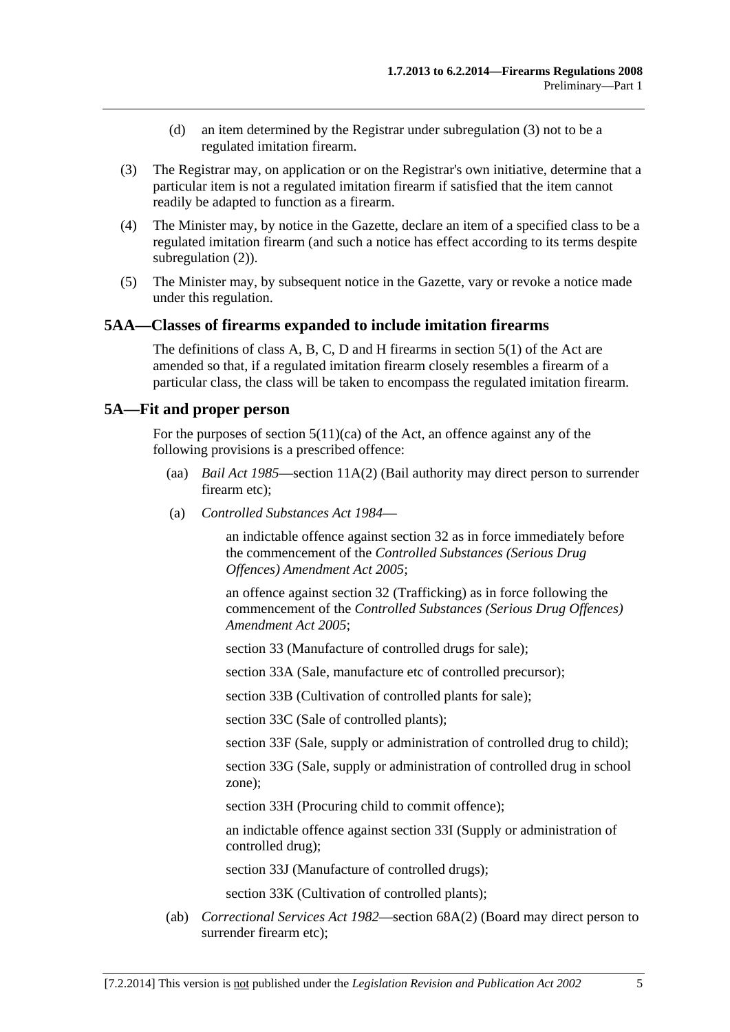(d) an item determined by the Registrar under subregulation (3) not to be a regulated imitation firearm.

(3) The Registrar may, on application or on the Registrar's own initiative, determine that a particular item is not a regulated imitation firearm if satisfied that the item cannot readily be adapted to function as a firearm.

(4) The Minister may, by notice in the Gazette, declare an item of a specified class to be a regulated imitation firearm (and such a notice has effect according to its terms despite subregulation (2)).

(5) The Minister may, by subsequent notice in the Gazette, vary or revoke a notice made under this regulation.

## 5AA—Classes of firearms expanded to include imitation firearms

The definitions of class A, B, C, D and H firearms in section 5(1) of the Act are amended so that, if a regulated imitation firearm closely resembles a firearm of a particular class, the class will be taken to encompass the regulated imitation firearm.

## 5A—Fit and proper person

For the purposes of section 5(11)(ca) of the Act, an offence against any of the following provisions is a prescribed offence:

(aa) *Bail Act 1985*—section 11A(2) (Bail authority may direct person to surrender firearm etc);

(a) *Controlled Substances Act 1984*—

an indictable offence against section 32 as in force immediately before the commencement of the *Controlled Substances (Serious Drug Offences) Amendment Act 2005*;

an offence against section 32 (Trafficking) as in force following the commencement of the *Controlled Substances (Serious Drug Offences) Amendment Act 2005*;

section 33 (Manufacture of controlled drugs for sale);

section 33A (Sale, manufacture etc of controlled precursor);

section 33B (Cultivation of controlled plants for sale);

section 33C (Sale of controlled plants);

section 33F (Sale, supply or administration of controlled drug to child);

section 33G (Sale, supply or administration of controlled drug in school zone);

section 33H (Procuring child to commit offence);

an indictable offence against section 33I (Supply or administration of controlled drug);

section 33J (Manufacture of controlled drugs);

section 33K (Cultivation of controlled plants);

(ab) *Correctional Services Act 1982*—section 68A(2) (Board may direct person to surrender firearm etc);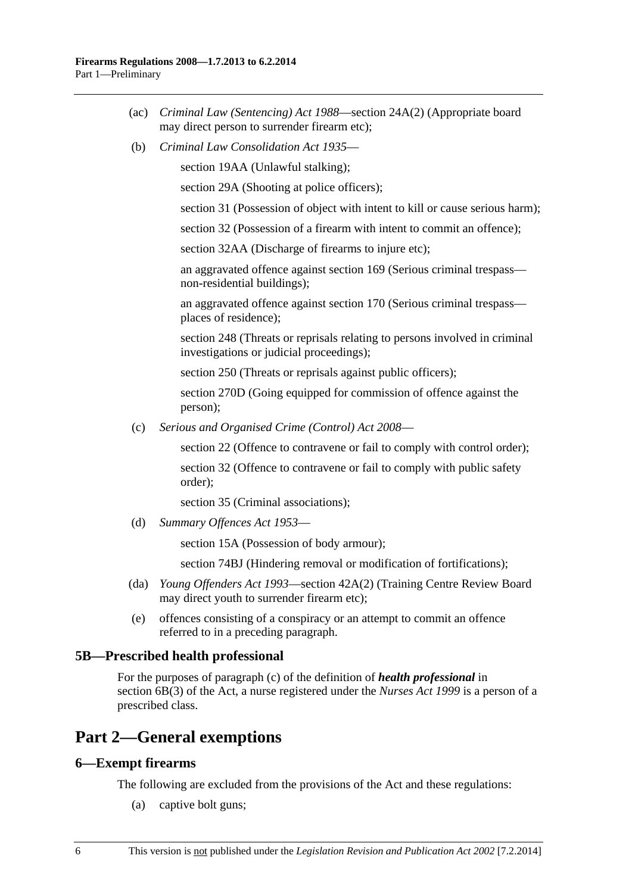(ac) *Criminal Law (Sentencing) Act 1988*—section 24A(2) (Appropriate board may direct person to surrender firearm etc);

(b) *Criminal Law Consolidation Act 1935*—

section 19AA (Unlawful stalking);

section 29A (Shooting at police officers);

section 31 (Possession of object with intent to kill or cause serious harm);

section 32 (Possession of a firearm with intent to commit an offence);

section 32AA (Discharge of firearms to injure etc);

an aggravated offence against section 169 (Serious criminal trespass—non-residential buildings);

an aggravated offence against section 170 (Serious criminal trespass—places of residence);

section 248 (Threats or reprisals relating to persons involved in criminal investigations or judicial proceedings);

section 250 (Threats or reprisals against public officers);

section 270D (Going equipped for commission of offence against the person);

(c) *Serious and Organised Crime (Control) Act 2008*—

section 22 (Offence to contravene or fail to comply with control order);

section 32 (Offence to contravene or fail to comply with public safety order);

section 35 (Criminal associations);

(d) *Summary Offences Act 1953*—

section 15A (Possession of body armour);

section 74BJ (Hindering removal or modification of fortifications);

(da) *Young Offenders Act 1993*—section 42A(2) (Training Centre Review Board may direct youth to surrender firearm etc);

(e) offences consisting of a conspiracy or an attempt to commit an offence referred to in a preceding paragraph.

### 5B—Prescribed health professional

For the purposes of paragraph (c) of the definition of ***health professional*** in section 6B(3) of the Act, a nurse registered under the *Nurses Act 1999* is a person of a prescribed class.

## Part 2—General exemptions

### 6—Exempt firearms

The following are excluded from the provisions of the Act and these regulations:

(a) captive bolt guns;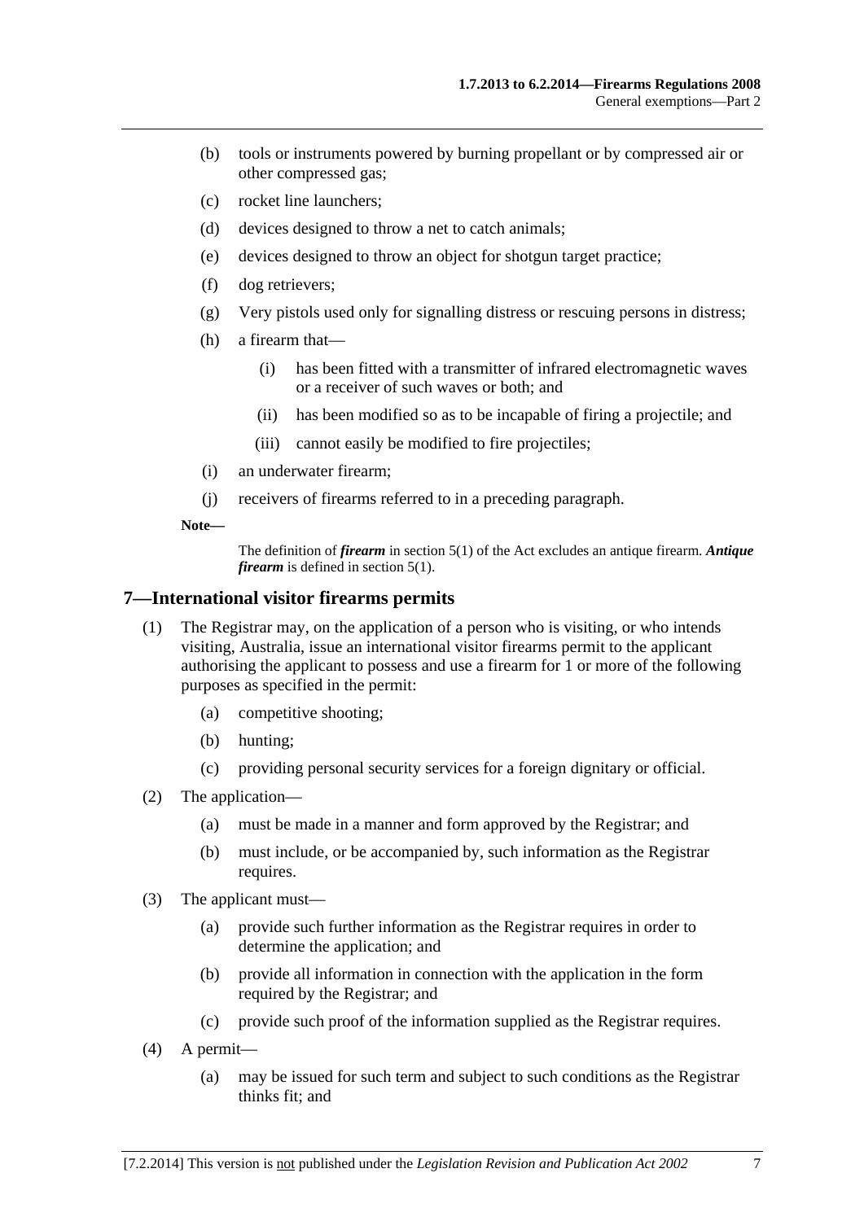(b) tools or instruments powered by burning propellant or by compressed air or other compressed gas;

(c) rocket line launchers;

(d) devices designed to throw a net to catch animals;

(e) devices designed to throw an object for shotgun target practice;

(f) dog retrievers;

(g) Very pistols used only for signalling distress or rescuing persons in distress;

(h) a firearm that—

(i) has been fitted with a transmitter of infrared electromagnetic waves or a receiver of such waves or both; and

(ii) has been modified so as to be incapable of firing a projectile; and

(iii) cannot easily be modified to fire projectiles;

(i) an underwater firearm;

(j) receivers of firearms referred to in a preceding paragraph.

**Note—**

The definition of ***firearm*** in section 5(1) of the Act excludes an antique firearm. ***Antique firearm*** is defined in section 5(1).

## 7—International visitor firearms permits

(1) The Registrar may, on the application of a person who is visiting, or who intends visiting, Australia, issue an international visitor firearms permit to the applicant authorising the applicant to possess and use a firearm for 1 or more of the following purposes as specified in the permit:

(a) competitive shooting;

(b) hunting;

(c) providing personal security services for a foreign dignitary or official.

(2) The application—

(a) must be made in a manner and form approved by the Registrar; and

(b) must include, or be accompanied by, such information as the Registrar requires.

(3) The applicant must—

(a) provide such further information as the Registrar requires in order to determine the application; and

(b) provide all information in connection with the application in the form required by the Registrar; and

(c) provide such proof of the information supplied as the Registrar requires.

(4) A permit—

(a) may be issued for such term and subject to such conditions as the Registrar thinks fit; and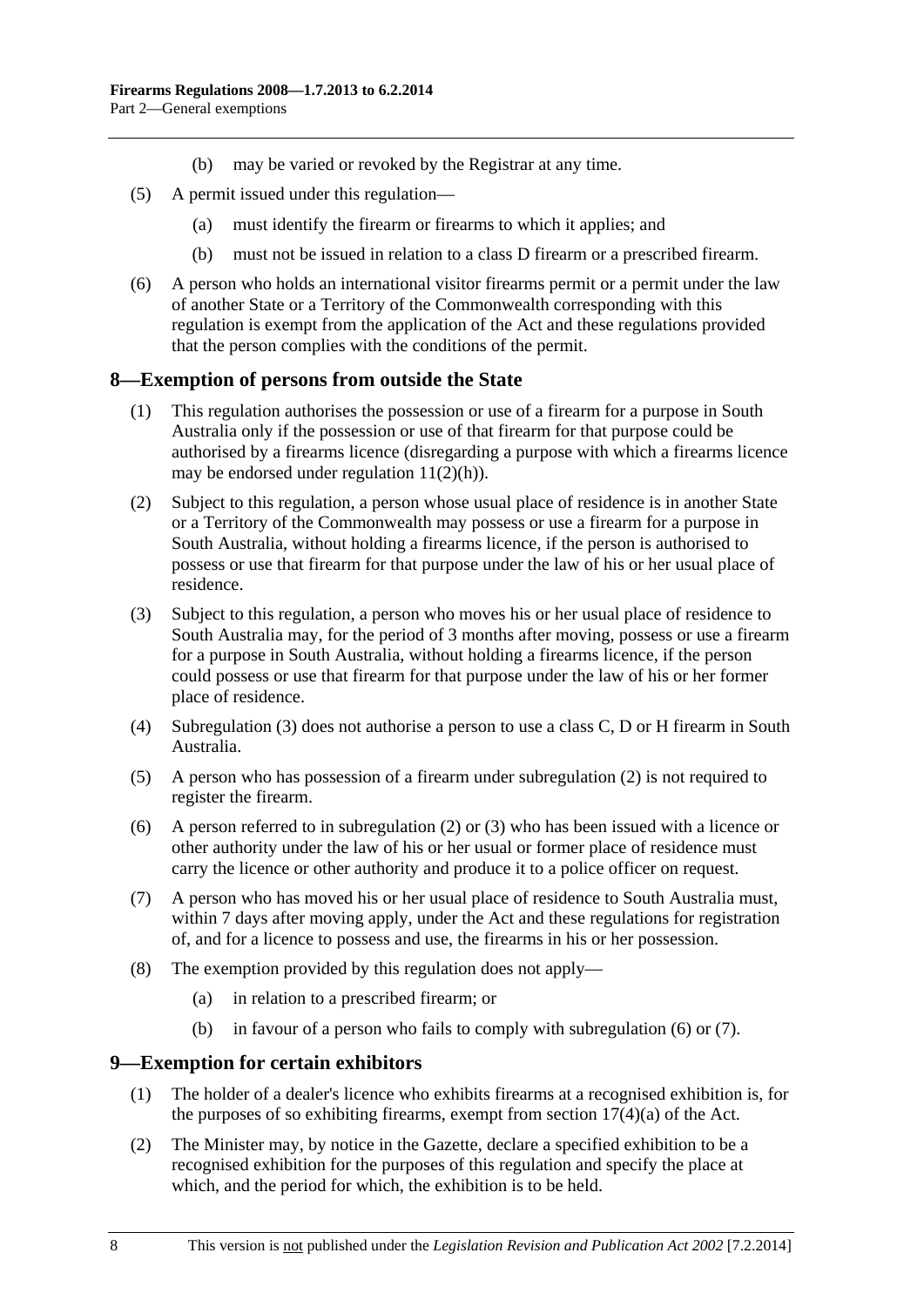(b) may be varied or revoked by the Registrar at any time.

(5) A permit issued under this regulation—

(a) must identify the firearm or firearms to which it applies; and

(b) must not be issued in relation to a class D firearm or a prescribed firearm.

(6) A person who holds an international visitor firearms permit or a permit under the law of another State or a Territory of the Commonwealth corresponding with this regulation is exempt from the application of the Act and these regulations provided that the person complies with the conditions of the permit.

## 8—Exemption of persons from outside the State

(1) This regulation authorises the possession or use of a firearm for a purpose in South Australia only if the possession or use of that firearm for that purpose could be authorised by a firearms licence (disregarding a purpose with which a firearms licence may be endorsed under regulation 11(2)(h)).

(2) Subject to this regulation, a person whose usual place of residence is in another State or a Territory of the Commonwealth may possess or use a firearm for a purpose in South Australia, without holding a firearms licence, if the person is authorised to possess or use that firearm for that purpose under the law of his or her usual place of residence.

(3) Subject to this regulation, a person who moves his or her usual place of residence to South Australia may, for the period of 3 months after moving, possess or use a firearm for a purpose in South Australia, without holding a firearms licence, if the person could possess or use that firearm for that purpose under the law of his or her former place of residence.

(4) Subregulation (3) does not authorise a person to use a class C, D or H firearm in South Australia.

(5) A person who has possession of a firearm under subregulation (2) is not required to register the firearm.

(6) A person referred to in subregulation (2) or (3) who has been issued with a licence or other authority under the law of his or her usual or former place of residence must carry the licence or other authority and produce it to a police officer on request.

(7) A person who has moved his or her usual place of residence to South Australia must, within 7 days after moving apply, under the Act and these regulations for registration of, and for a licence to possess and use, the firearms in his or her possession.

(8) The exemption provided by this regulation does not apply—

(a) in relation to a prescribed firearm; or

(b) in favour of a person who fails to comply with subregulation (6) or (7).

## 9—Exemption for certain exhibitors

(1) The holder of a dealer's licence who exhibits firearms at a recognised exhibition is, for the purposes of so exhibiting firearms, exempt from section 17(4)(a) of the Act.

(2) The Minister may, by notice in the Gazette, declare a specified exhibition to be a recognised exhibition for the purposes of this regulation and specify the place at which, and the period for which, the exhibition is to be held.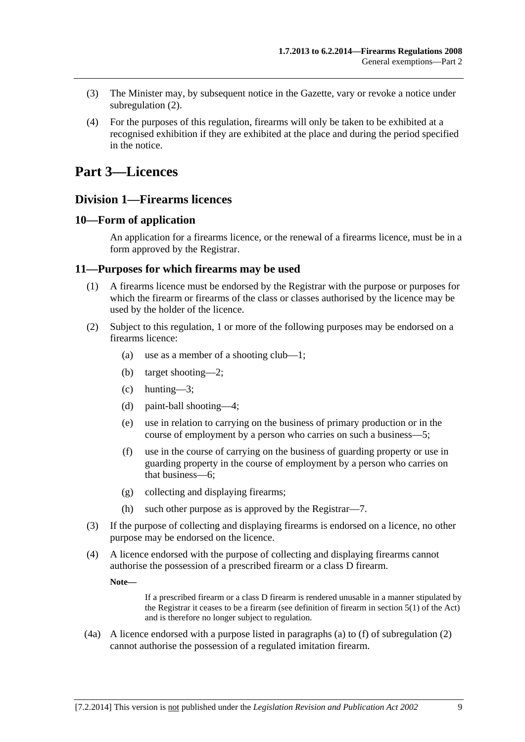(3) The Minister may, by subsequent notice in the Gazette, vary or revoke a notice under subregulation (2).

(4) For the purposes of this regulation, firearms will only be taken to be exhibited at a recognised exhibition if they are exhibited at the place and during the period specified in the notice.

# Part 3—Licences

## Division 1—Firearms licences

### 10—Form of application

An application for a firearms licence, or the renewal of a firearms licence, must be in a form approved by the Registrar.

### 11—Purposes for which firearms may be used

(1) A firearms licence must be endorsed by the Registrar with the purpose or purposes for which the firearm or firearms of the class or classes authorised by the licence may be used by the holder of the licence.

(2) Subject to this regulation, 1 or more of the following purposes may be endorsed on a firearms licence:

(a) use as a member of a shooting club—1;

(b) target shooting—2;

(c) hunting—3;

(d) paint-ball shooting—4;

(e) use in relation to carrying on the business of primary production or in the course of employment by a person who carries on such a business—5;

(f) use in the course of carrying on the business of guarding property or use in guarding property in the course of employment by a person who carries on that business—6;

(g) collecting and displaying firearms;

(h) such other purpose as is approved by the Registrar—7.

(3) If the purpose of collecting and displaying firearms is endorsed on a licence, no other purpose may be endorsed on the licence.

(4) A licence endorsed with the purpose of collecting and displaying firearms cannot authorise the possession of a prescribed firearm or a class D firearm.

**Note—**

If a prescribed firearm or a class D firearm is rendered unusable in a manner stipulated by the Registrar it ceases to be a firearm (see definition of firearm in section 5(1) of the Act) and is therefore no longer subject to regulation.

(4a) A licence endorsed with a purpose listed in paragraphs (a) to (f) of subregulation (2) cannot authorise the possession of a regulated imitation firearm.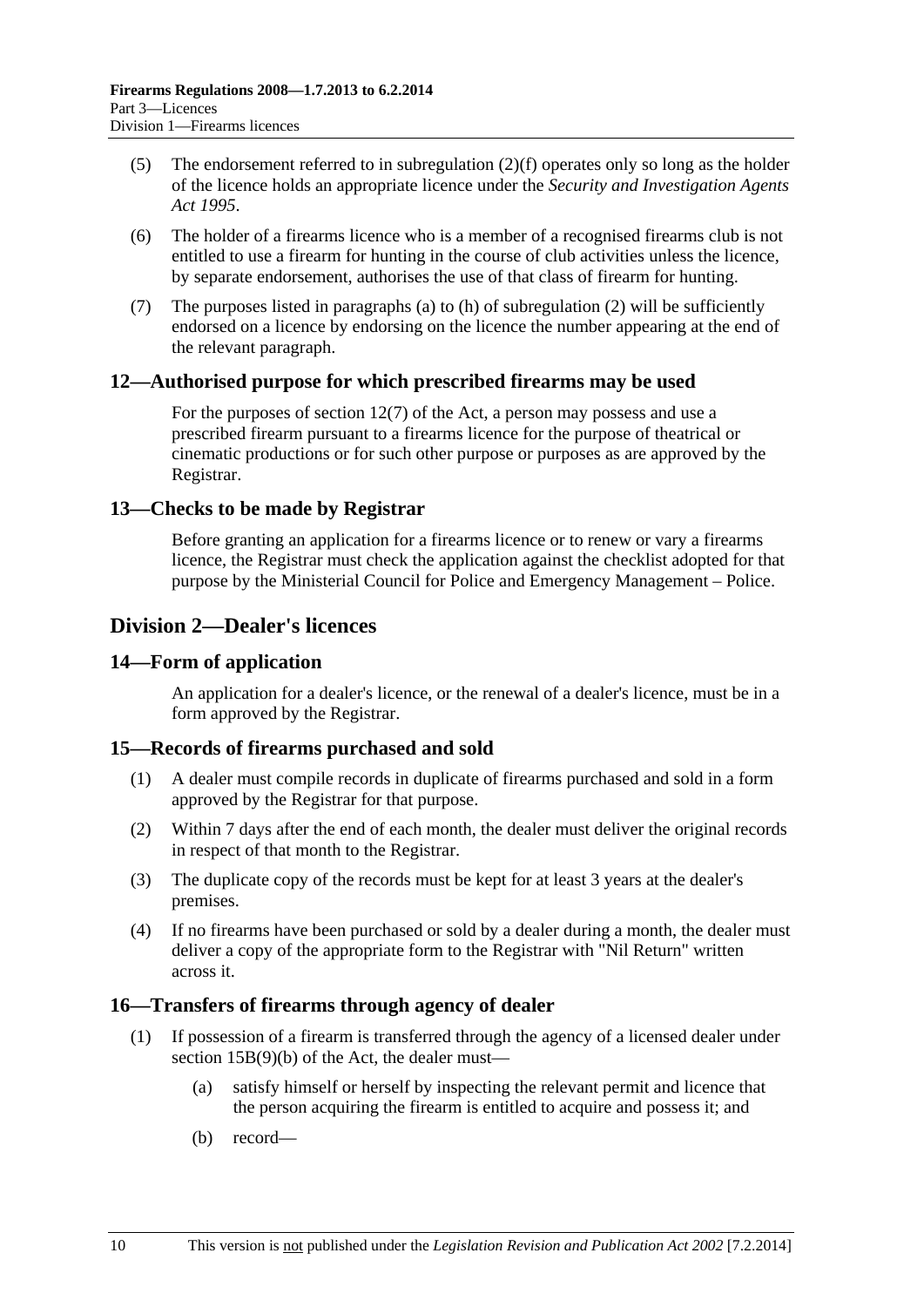(5) The endorsement referred to in subregulation (2)(f) operates only so long as the holder of the licence holds an appropriate licence under the *Security and Investigation Agents Act 1995*.

(6) The holder of a firearms licence who is a member of a recognised firearms club is not entitled to use a firearm for hunting in the course of club activities unless the licence, by separate endorsement, authorises the use of that class of firearm for hunting.

(7) The purposes listed in paragraphs (a) to (h) of subregulation (2) will be sufficiently endorsed on a licence by endorsing on the licence the number appearing at the end of the relevant paragraph.

### 12—Authorised purpose for which prescribed firearms may be used

For the purposes of section 12(7) of the Act, a person may possess and use a prescribed firearm pursuant to a firearms licence for the purpose of theatrical or cinematic productions or for such other purpose or purposes as are approved by the Registrar.

### 13—Checks to be made by Registrar

Before granting an application for a firearms licence or to renew or vary a firearms licence, the Registrar must check the application against the checklist adopted for that purpose by the Ministerial Council for Police and Emergency Management – Police.

## Division 2—Dealer's licences

### 14—Form of application

An application for a dealer's licence, or the renewal of a dealer's licence, must be in a form approved by the Registrar.

### 15—Records of firearms purchased and sold

(1) A dealer must compile records in duplicate of firearms purchased and sold in a form approved by the Registrar for that purpose.

(2) Within 7 days after the end of each month, the dealer must deliver the original records in respect of that month to the Registrar.

(3) The duplicate copy of the records must be kept for at least 3 years at the dealer's premises.

(4) If no firearms have been purchased or sold by a dealer during a month, the dealer must deliver a copy of the appropriate form to the Registrar with "Nil Return" written across it.

### 16—Transfers of firearms through agency of dealer

(1) If possession of a firearm is transferred through the agency of a licensed dealer under section 15B(9)(b) of the Act, the dealer must—

(a) satisfy himself or herself by inspecting the relevant permit and licence that the person acquiring the firearm is entitled to acquire and possess it; and

(b) record—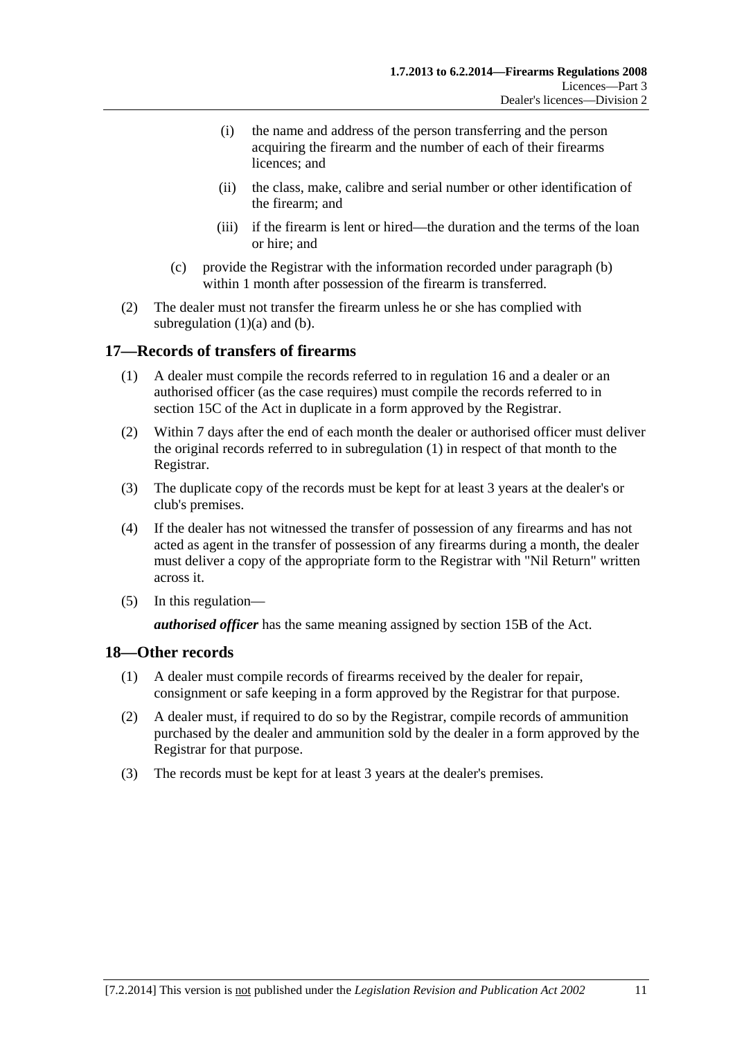(i) the name and address of the person transferring and the person acquiring the firearm and the number of each of their firearms licences; and

(ii) the class, make, calibre and serial number or other identification of the firearm; and

(iii) if the firearm is lent or hired—the duration and the terms of the loan or hire; and

(c) provide the Registrar with the information recorded under paragraph (b) within 1 month after possession of the firearm is transferred.

(2) The dealer must not transfer the firearm unless he or she has complied with subregulation (1)(a) and (b).

## 17—Records of transfers of firearms

(1) A dealer must compile the records referred to in regulation 16 and a dealer or an authorised officer (as the case requires) must compile the records referred to in section 15C of the Act in duplicate in a form approved by the Registrar.

(2) Within 7 days after the end of each month the dealer or authorised officer must deliver the original records referred to in subregulation (1) in respect of that month to the Registrar.

(3) The duplicate copy of the records must be kept for at least 3 years at the dealer's or club's premises.

(4) If the dealer has not witnessed the transfer of possession of any firearms and has not acted as agent in the transfer of possession of any firearms during a month, the dealer must deliver a copy of the appropriate form to the Registrar with "Nil Return" written across it.

(5) In this regulation—

***authorised officer*** has the same meaning assigned by section 15B of the Act.

## 18—Other records

(1) A dealer must compile records of firearms received by the dealer for repair, consignment or safe keeping in a form approved by the Registrar for that purpose.

(2) A dealer must, if required to do so by the Registrar, compile records of ammunition purchased by the dealer and ammunition sold by the dealer in a form approved by the Registrar for that purpose.

(3) The records must be kept for at least 3 years at the dealer's premises.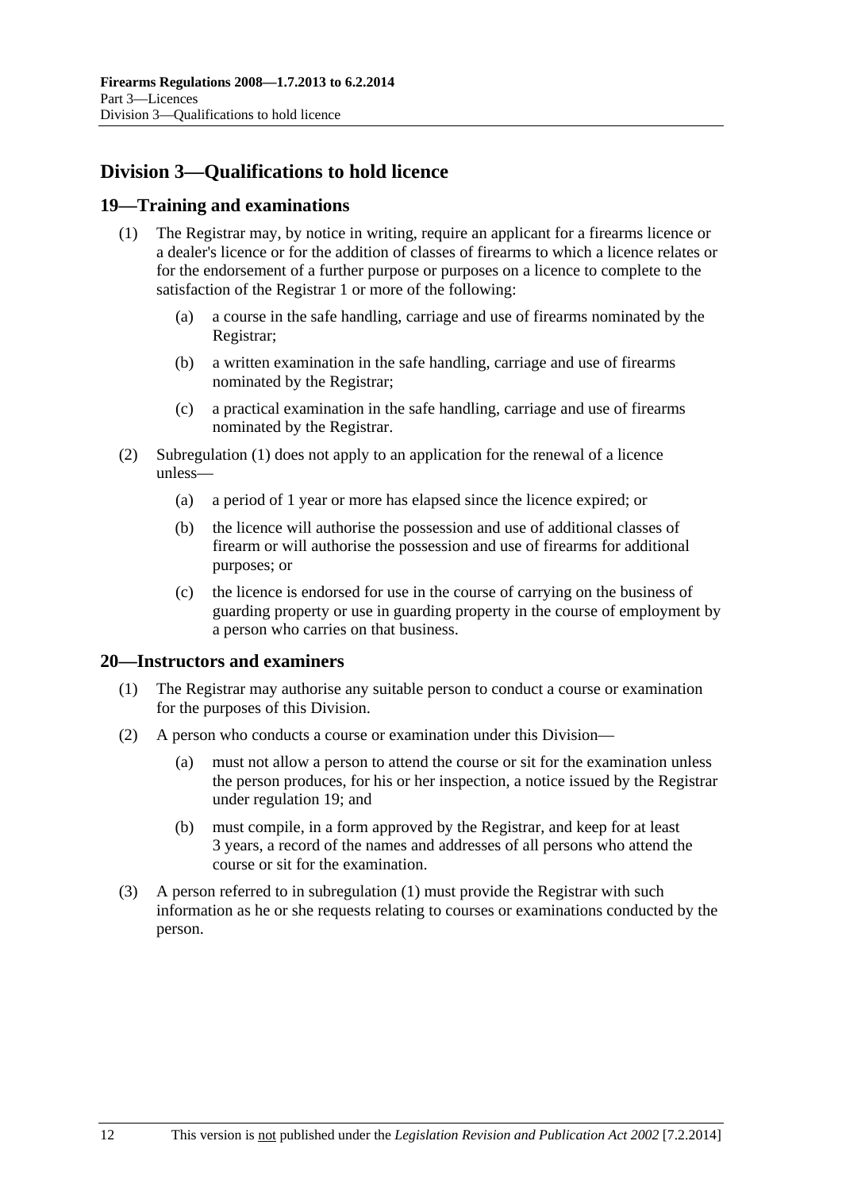## Division 3—Qualifications to hold licence

### 19—Training and examinations

(1) The Registrar may, by notice in writing, require an applicant for a firearms licence or a dealer's licence or for the addition of classes of firearms to which a licence relates or for the endorsement of a further purpose or purposes on a licence to complete to the satisfaction of the Registrar 1 or more of the following:

(a) a course in the safe handling, carriage and use of firearms nominated by the Registrar;

(b) a written examination in the safe handling, carriage and use of firearms nominated by the Registrar;

(c) a practical examination in the safe handling, carriage and use of firearms nominated by the Registrar.

(2) Subregulation (1) does not apply to an application for the renewal of a licence unless—

(a) a period of 1 year or more has elapsed since the licence expired; or

(b) the licence will authorise the possession and use of additional classes of firearm or will authorise the possession and use of firearms for additional purposes; or

(c) the licence is endorsed for use in the course of carrying on the business of guarding property or use in guarding property in the course of employment by a person who carries on that business.

### 20—Instructors and examiners

(1) The Registrar may authorise any suitable person to conduct a course or examination for the purposes of this Division.

(2) A person who conducts a course or examination under this Division—

(a) must not allow a person to attend the course or sit for the examination unless the person produces, for his or her inspection, a notice issued by the Registrar under regulation 19; and

(b) must compile, in a form approved by the Registrar, and keep for at least 3 years, a record of the names and addresses of all persons who attend the course or sit for the examination.

(3) A person referred to in subregulation (1) must provide the Registrar with such information as he or she requests relating to courses or examinations conducted by the person.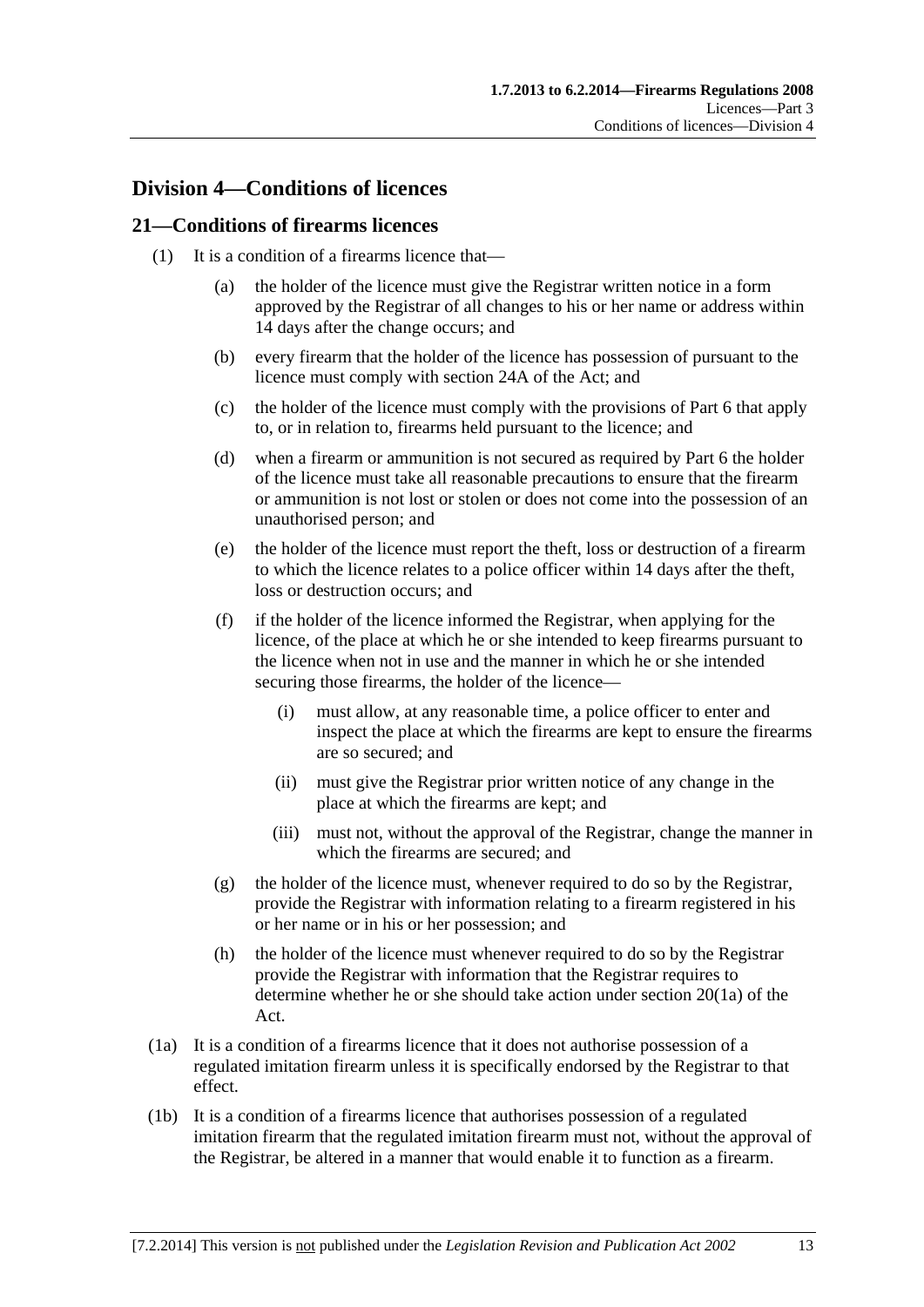## Division 4—Conditions of licences

### 21—Conditions of firearms licences

(1) It is a condition of a firearms licence that—

(a) the holder of the licence must give the Registrar written notice in a form approved by the Registrar of all changes to his or her name or address within 14 days after the change occurs; and

(b) every firearm that the holder of the licence has possession of pursuant to the licence must comply with section 24A of the Act; and

(c) the holder of the licence must comply with the provisions of Part 6 that apply to, or in relation to, firearms held pursuant to the licence; and

(d) when a firearm or ammunition is not secured as required by Part 6 the holder of the licence must take all reasonable precautions to ensure that the firearm or ammunition is not lost or stolen or does not come into the possession of an unauthorised person; and

(e) the holder of the licence must report the theft, loss or destruction of a firearm to which the licence relates to a police officer within 14 days after the theft, loss or destruction occurs; and

(f) if the holder of the licence informed the Registrar, when applying for the licence, of the place at which he or she intended to keep firearms pursuant to the licence when not in use and the manner in which he or she intended securing those firearms, the holder of the licence—

(i) must allow, at any reasonable time, a police officer to enter and inspect the place at which the firearms are kept to ensure the firearms are so secured; and

(ii) must give the Registrar prior written notice of any change in the place at which the firearms are kept; and

(iii) must not, without the approval of the Registrar, change the manner in which the firearms are secured; and

(g) the holder of the licence must, whenever required to do so by the Registrar, provide the Registrar with information relating to a firearm registered in his or her name or in his or her possession; and

(h) the holder of the licence must whenever required to do so by the Registrar provide the Registrar with information that the Registrar requires to determine whether he or she should take action under section 20(1a) of the Act.

(1a) It is a condition of a firearms licence that it does not authorise possession of a regulated imitation firearm unless it is specifically endorsed by the Registrar to that effect.

(1b) It is a condition of a firearms licence that authorises possession of a regulated imitation firearm that the regulated imitation firearm must not, without the approval of the Registrar, be altered in a manner that would enable it to function as a firearm.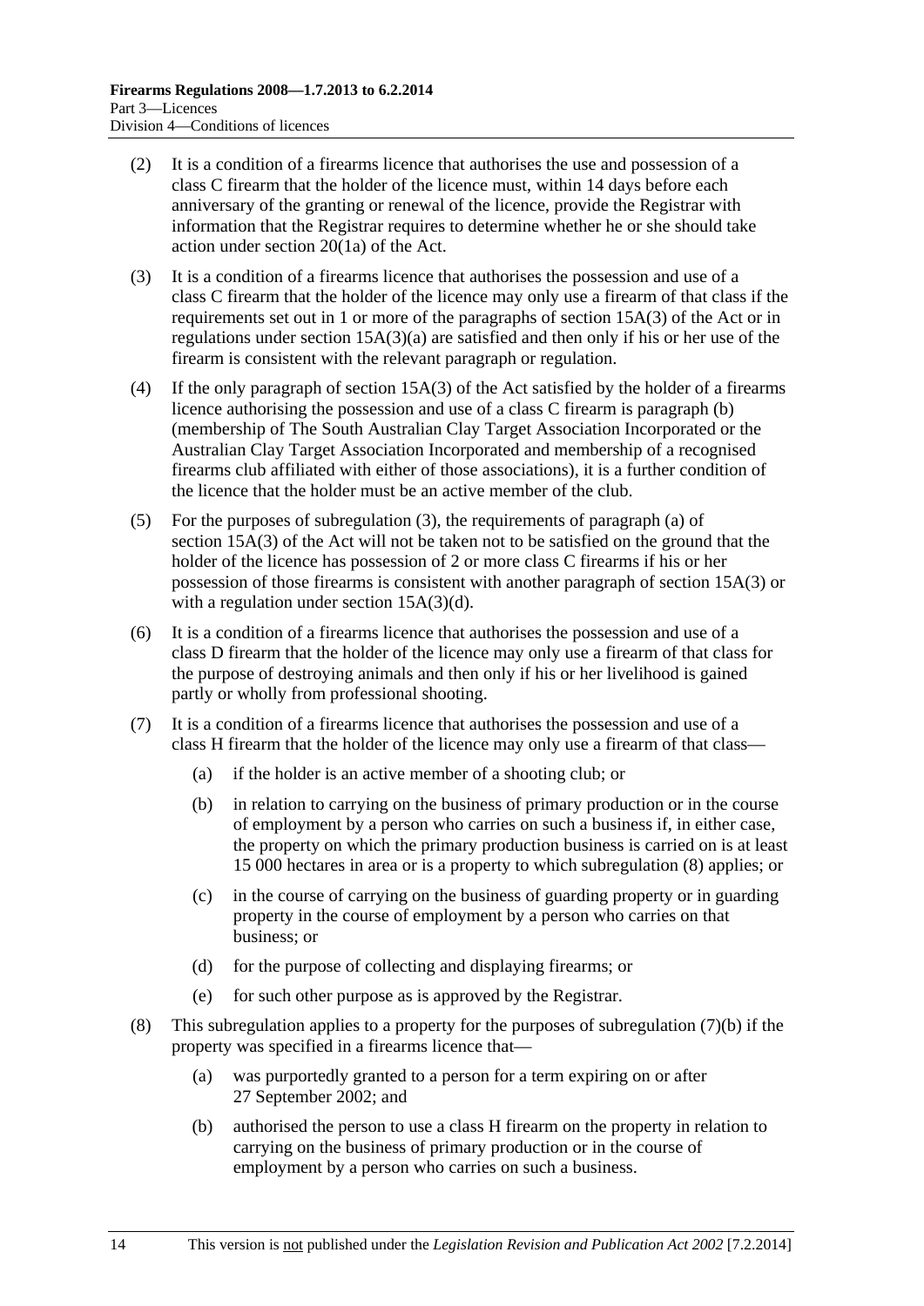(2) It is a condition of a firearms licence that authorises the use and possession of a class C firearm that the holder of the licence must, within 14 days before each anniversary of the granting or renewal of the licence, provide the Registrar with information that the Registrar requires to determine whether he or she should take action under section 20(1a) of the Act.

(3) It is a condition of a firearms licence that authorises the possession and use of a class C firearm that the holder of the licence may only use a firearm of that class if the requirements set out in 1 or more of the paragraphs of section 15A(3) of the Act or in regulations under section 15A(3)(a) are satisfied and then only if his or her use of the firearm is consistent with the relevant paragraph or regulation.

(4) If the only paragraph of section 15A(3) of the Act satisfied by the holder of a firearms licence authorising the possession and use of a class C firearm is paragraph (b) (membership of The South Australian Clay Target Association Incorporated or the Australian Clay Target Association Incorporated and membership of a recognised firearms club affiliated with either of those associations), it is a further condition of the licence that the holder must be an active member of the club.

(5) For the purposes of subregulation (3), the requirements of paragraph (a) of section 15A(3) of the Act will not be taken not to be satisfied on the ground that the holder of the licence has possession of 2 or more class C firearms if his or her possession of those firearms is consistent with another paragraph of section 15A(3) or with a regulation under section 15A(3)(d).

(6) It is a condition of a firearms licence that authorises the possession and use of a class D firearm that the holder of the licence may only use a firearm of that class for the purpose of destroying animals and then only if his or her livelihood is gained partly or wholly from professional shooting.

(7) It is a condition of a firearms licence that authorises the possession and use of a class H firearm that the holder of the licence may only use a firearm of that class—

 (a) if the holder is an active member of a shooting club; or

 (b) in relation to carrying on the business of primary production or in the course of employment by a person who carries on such a business if, in either case, the property on which the primary production business is carried on is at least 15 000 hectares in area or is a property to which subregulation (8) applies; or

 (c) in the course of carrying on the business of guarding property or in guarding property in the course of employment by a person who carries on that business; or

 (d) for the purpose of collecting and displaying firearms; or

 (e) for such other purpose as is approved by the Registrar.

(8) This subregulation applies to a property for the purposes of subregulation (7)(b) if the property was specified in a firearms licence that—

 (a) was purportedly granted to a person for a term expiring on or after 27 September 2002; and

 (b) authorised the person to use a class H firearm on the property in relation to carrying on the business of primary production or in the course of employment by a person who carries on such a business.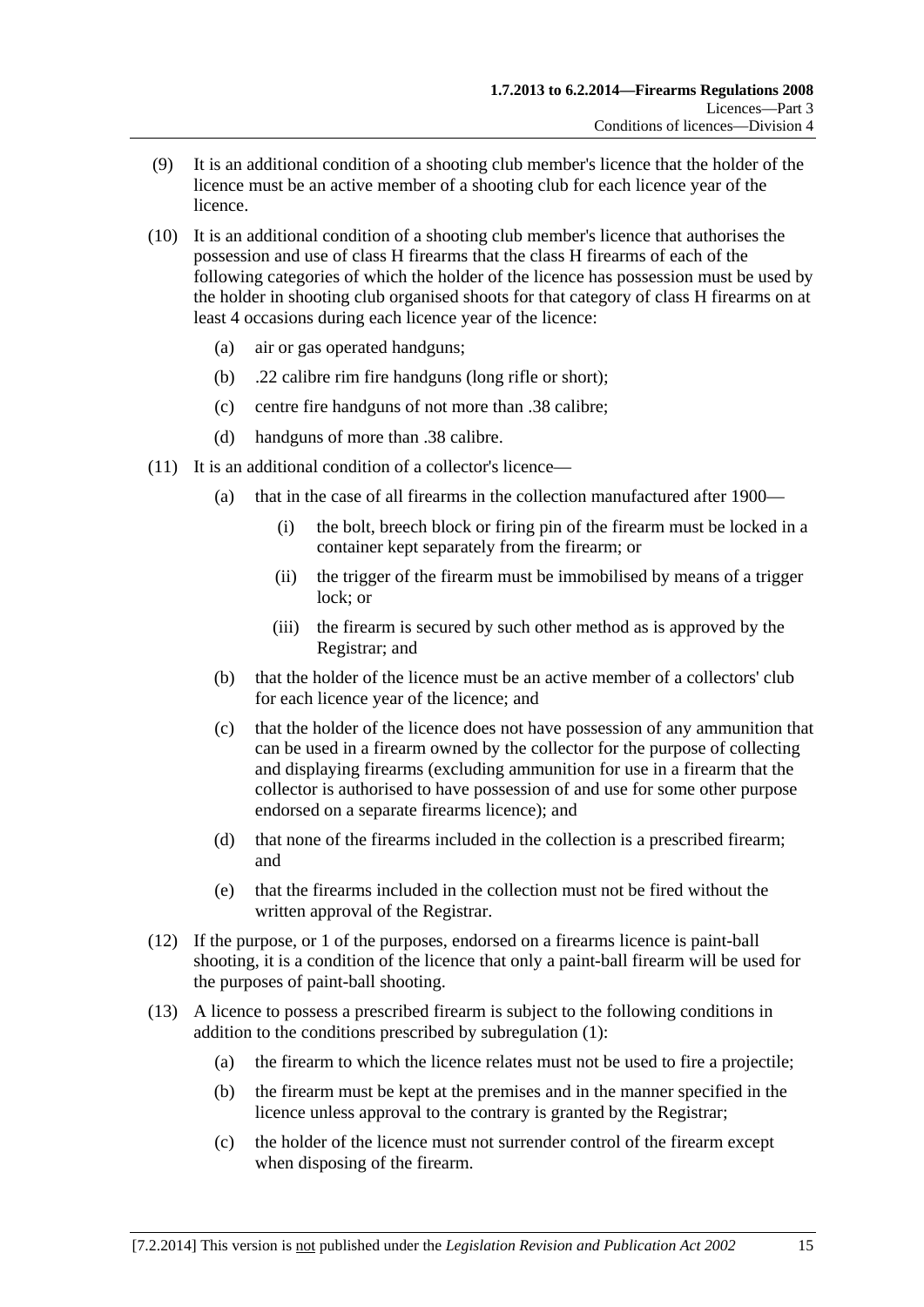(9) It is an additional condition of a shooting club member's licence that the holder of the licence must be an active member of a shooting club for each licence year of the licence.

(10) It is an additional condition of a shooting club member's licence that authorises the possession and use of class H firearms that the class H firearms of each of the following categories of which the holder of the licence has possession must be used by the holder in shooting club organised shoots for that category of class H firearms on at least 4 occasions during each licence year of the licence:

(a) air or gas operated handguns;

(b) .22 calibre rim fire handguns (long rifle or short);

(c) centre fire handguns of not more than .38 calibre;

(d) handguns of more than .38 calibre.

(11) It is an additional condition of a collector's licence—

(a) that in the case of all firearms in the collection manufactured after 1900—

(i) the bolt, breech block or firing pin of the firearm must be locked in a container kept separately from the firearm; or

(ii) the trigger of the firearm must be immobilised by means of a trigger lock; or

(iii) the firearm is secured by such other method as is approved by the Registrar; and

(b) that the holder of the licence must be an active member of a collectors' club for each licence year of the licence; and

(c) that the holder of the licence does not have possession of any ammunition that can be used in a firearm owned by the collector for the purpose of collecting and displaying firearms (excluding ammunition for use in a firearm that the collector is authorised to have possession of and use for some other purpose endorsed on a separate firearms licence); and

(d) that none of the firearms included in the collection is a prescribed firearm; and

(e) that the firearms included in the collection must not be fired without the written approval of the Registrar.

(12) If the purpose, or 1 of the purposes, endorsed on a firearms licence is paint-ball shooting, it is a condition of the licence that only a paint-ball firearm will be used for the purposes of paint-ball shooting.

(13) A licence to possess a prescribed firearm is subject to the following conditions in addition to the conditions prescribed by subregulation (1):

(a) the firearm to which the licence relates must not be used to fire a projectile;

(b) the firearm must be kept at the premises and in the manner specified in the licence unless approval to the contrary is granted by the Registrar;

(c) the holder of the licence must not surrender control of the firearm except when disposing of the firearm.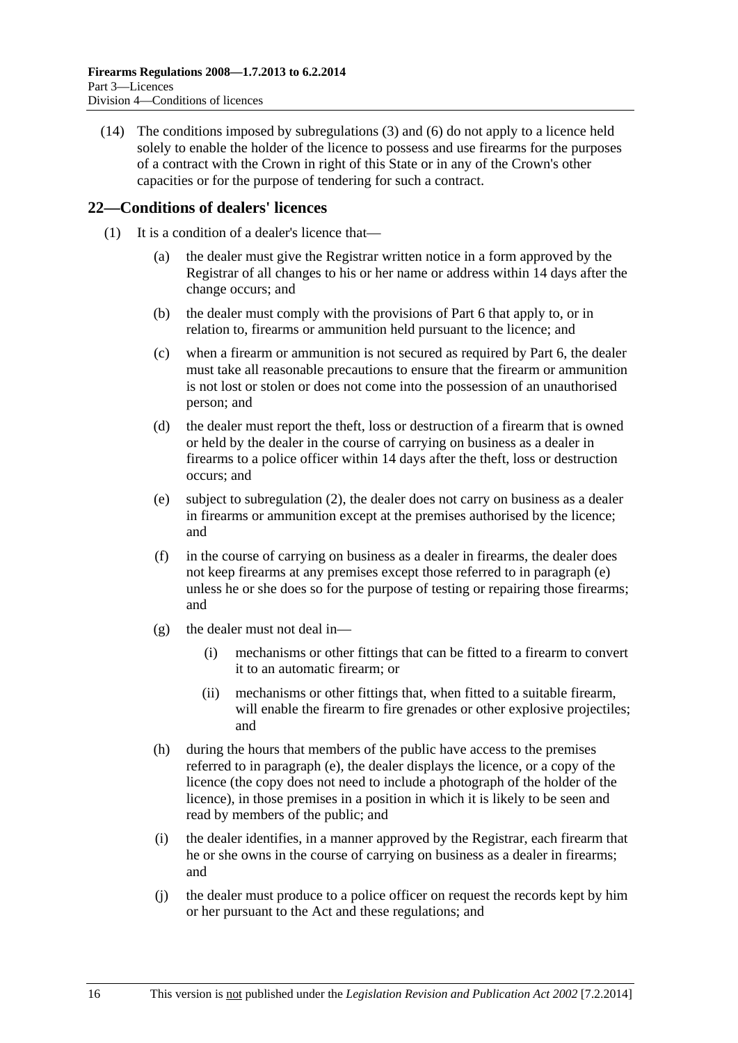(14) The conditions imposed by subregulations (3) and (6) do not apply to a licence held solely to enable the holder of the licence to possess and use firearms for the purposes of a contract with the Crown in right of this State or in any of the Crown's other capacities or for the purpose of tendering for such a contract.

## 22—Conditions of dealers' licences

(1) It is a condition of a dealer's licence that—

(a) the dealer must give the Registrar written notice in a form approved by the Registrar of all changes to his or her name or address within 14 days after the change occurs; and

(b) the dealer must comply with the provisions of Part 6 that apply to, or in relation to, firearms or ammunition held pursuant to the licence; and

(c) when a firearm or ammunition is not secured as required by Part 6, the dealer must take all reasonable precautions to ensure that the firearm or ammunition is not lost or stolen or does not come into the possession of an unauthorised person; and

(d) the dealer must report the theft, loss or destruction of a firearm that is owned or held by the dealer in the course of carrying on business as a dealer in firearms to a police officer within 14 days after the theft, loss or destruction occurs; and

(e) subject to subregulation (2), the dealer does not carry on business as a dealer in firearms or ammunition except at the premises authorised by the licence; and

(f) in the course of carrying on business as a dealer in firearms, the dealer does not keep firearms at any premises except those referred to in paragraph (e) unless he or she does so for the purpose of testing or repairing those firearms; and

(g) the dealer must not deal in—

(i) mechanisms or other fittings that can be fitted to a firearm to convert it to an automatic firearm; or

(ii) mechanisms or other fittings that, when fitted to a suitable firearm, will enable the firearm to fire grenades or other explosive projectiles; and

(h) during the hours that members of the public have access to the premises referred to in paragraph (e), the dealer displays the licence, or a copy of the licence (the copy does not need to include a photograph of the holder of the licence), in those premises in a position in which it is likely to be seen and read by members of the public; and

(i) the dealer identifies, in a manner approved by the Registrar, each firearm that he or she owns in the course of carrying on business as a dealer in firearms; and

(j) the dealer must produce to a police officer on request the records kept by him or her pursuant to the Act and these regulations; and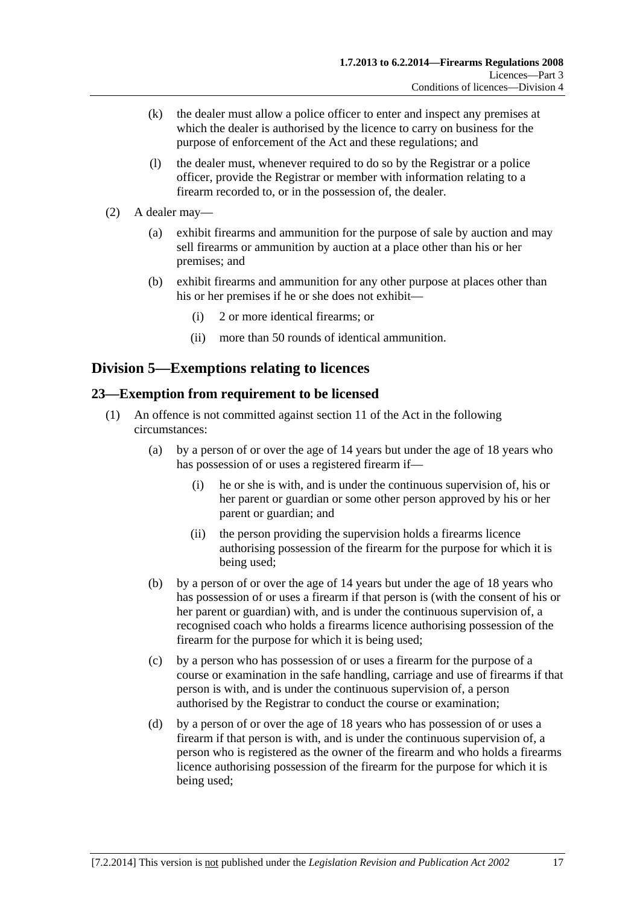(k) the dealer must allow a police officer to enter and inspect any premises at which the dealer is authorised by the licence to carry on business for the purpose of enforcement of the Act and these regulations; and

(l) the dealer must, whenever required to do so by the Registrar or a police officer, provide the Registrar or member with information relating to a firearm recorded to, or in the possession of, the dealer.

(2) A dealer may—

(a) exhibit firearms and ammunition for the purpose of sale by auction and may sell firearms or ammunition by auction at a place other than his or her premises; and

(b) exhibit firearms and ammunition for any other purpose at places other than his or her premises if he or she does not exhibit—

(i) 2 or more identical firearms; or

(ii) more than 50 rounds of identical ammunition.

## Division 5—Exemptions relating to licences

### 23—Exemption from requirement to be licensed

(1) An offence is not committed against section 11 of the Act in the following circumstances:

(a) by a person of or over the age of 14 years but under the age of 18 years who has possession of or uses a registered firearm if—

(i) he or she is with, and is under the continuous supervision of, his or her parent or guardian or some other person approved by his or her parent or guardian; and

(ii) the person providing the supervision holds a firearms licence authorising possession of the firearm for the purpose for which it is being used;

(b) by a person of or over the age of 14 years but under the age of 18 years who has possession of or uses a firearm if that person is (with the consent of his or her parent or guardian) with, and is under the continuous supervision of, a recognised coach who holds a firearms licence authorising possession of the firearm for the purpose for which it is being used;

(c) by a person who has possession of or uses a firearm for the purpose of a course or examination in the safe handling, carriage and use of firearms if that person is with, and is under the continuous supervision of, a person authorised by the Registrar to conduct the course or examination;

(d) by a person of or over the age of 18 years who has possession of or uses a firearm if that person is with, and is under the continuous supervision of, a person who is registered as the owner of the firearm and who holds a firearms licence authorising possession of the firearm for the purpose for which it is being used;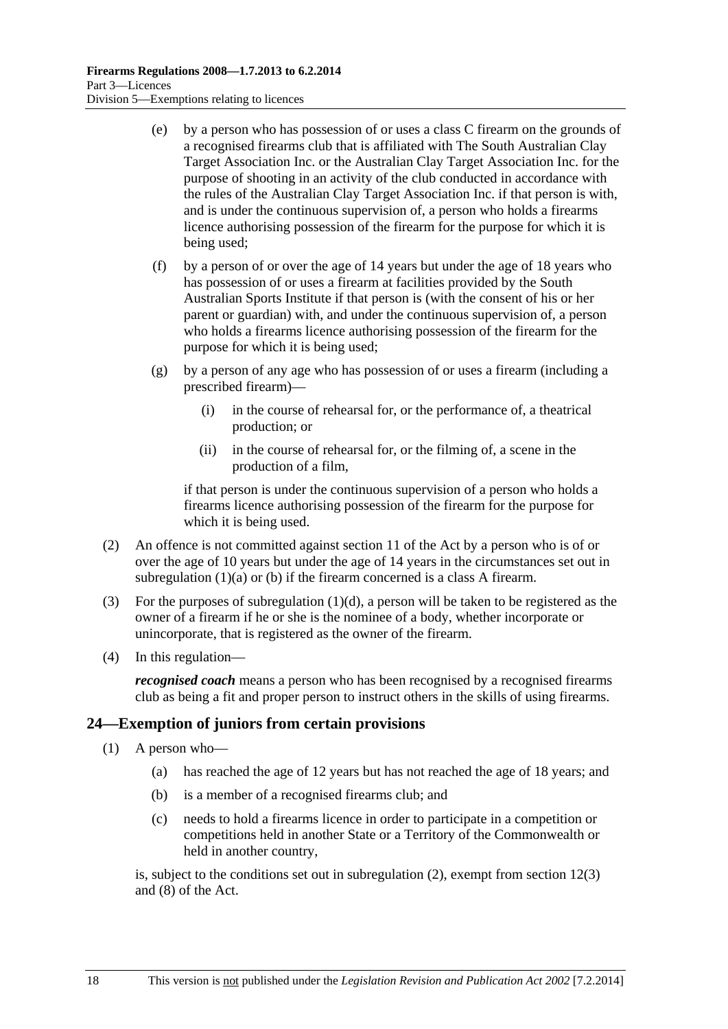(e) by a person who has possession of or uses a class C firearm on the grounds of a recognised firearms club that is affiliated with The South Australian Clay Target Association Inc. or the Australian Clay Target Association Inc. for the purpose of shooting in an activity of the club conducted in accordance with the rules of the Australian Clay Target Association Inc. if that person is with, and is under the continuous supervision of, a person who holds a firearms licence authorising possession of the firearm for the purpose for which it is being used;

(f) by a person of or over the age of 14 years but under the age of 18 years who has possession of or uses a firearm at facilities provided by the South Australian Sports Institute if that person is (with the consent of his or her parent or guardian) with, and under the continuous supervision of, a person who holds a firearms licence authorising possession of the firearm for the purpose for which it is being used;

(g) by a person of any age who has possession of or uses a firearm (including a prescribed firearm)—

(i) in the course of rehearsal for, or the performance of, a theatrical production; or

(ii) in the course of rehearsal for, or the filming of, a scene in the production of a film,

if that person is under the continuous supervision of a person who holds a firearms licence authorising possession of the firearm for the purpose for which it is being used.

(2) An offence is not committed against section 11 of the Act by a person who is of or over the age of 10 years but under the age of 14 years in the circumstances set out in subregulation (1)(a) or (b) if the firearm concerned is a class A firearm.

(3) For the purposes of subregulation (1)(d), a person will be taken to be registered as the owner of a firearm if he or she is the nominee of a body, whether incorporate or unincorporate, that is registered as the owner of the firearm.

(4) In this regulation—

***recognised coach*** means a person who has been recognised by a recognised firearms club as being a fit and proper person to instruct others in the skills of using firearms.

## 24—Exemption of juniors from certain provisions

(1) A person who—

(a) has reached the age of 12 years but has not reached the age of 18 years; and

(b) is a member of a recognised firearms club; and

(c) needs to hold a firearms licence in order to participate in a competition or competitions held in another State or a Territory of the Commonwealth or held in another country,

is, subject to the conditions set out in subregulation (2), exempt from section 12(3) and (8) of the Act.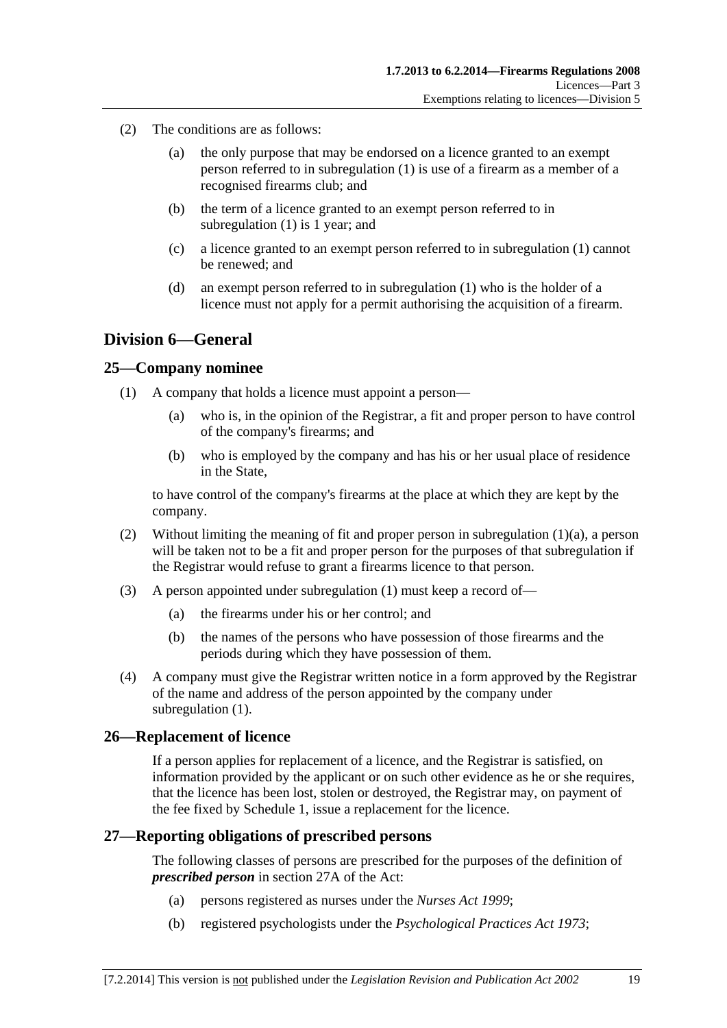(2) The conditions are as follows:

(a) the only purpose that may be endorsed on a licence granted to an exempt person referred to in subregulation (1) is use of a firearm as a member of a recognised firearms club; and

(b) the term of a licence granted to an exempt person referred to in subregulation (1) is 1 year; and

(c) a licence granted to an exempt person referred to in subregulation (1) cannot be renewed; and

(d) an exempt person referred to in subregulation (1) who is the holder of a licence must not apply for a permit authorising the acquisition of a firearm.

## Division 6—General

### 25—Company nominee

(1) A company that holds a licence must appoint a person—

(a) who is, in the opinion of the Registrar, a fit and proper person to have control of the company's firearms; and

(b) who is employed by the company and has his or her usual place of residence in the State,

to have control of the company's firearms at the place at which they are kept by the company.

(2) Without limiting the meaning of fit and proper person in subregulation (1)(a), a person will be taken not to be a fit and proper person for the purposes of that subregulation if the Registrar would refuse to grant a firearms licence to that person.

(3) A person appointed under subregulation (1) must keep a record of—

(a) the firearms under his or her control; and

(b) the names of the persons who have possession of those firearms and the periods during which they have possession of them.

(4) A company must give the Registrar written notice in a form approved by the Registrar of the name and address of the person appointed by the company under subregulation (1).

### 26—Replacement of licence

If a person applies for replacement of a licence, and the Registrar is satisfied, on information provided by the applicant or on such other evidence as he or she requires, that the licence has been lost, stolen or destroyed, the Registrar may, on payment of the fee fixed by Schedule 1, issue a replacement for the licence.

### 27—Reporting obligations of prescribed persons

The following classes of persons are prescribed for the purposes of the definition of ***prescribed person*** in section 27A of the Act:

(a) persons registered as nurses under the *Nurses Act 1999*;

(b) registered psychologists under the *Psychological Practices Act 1973*;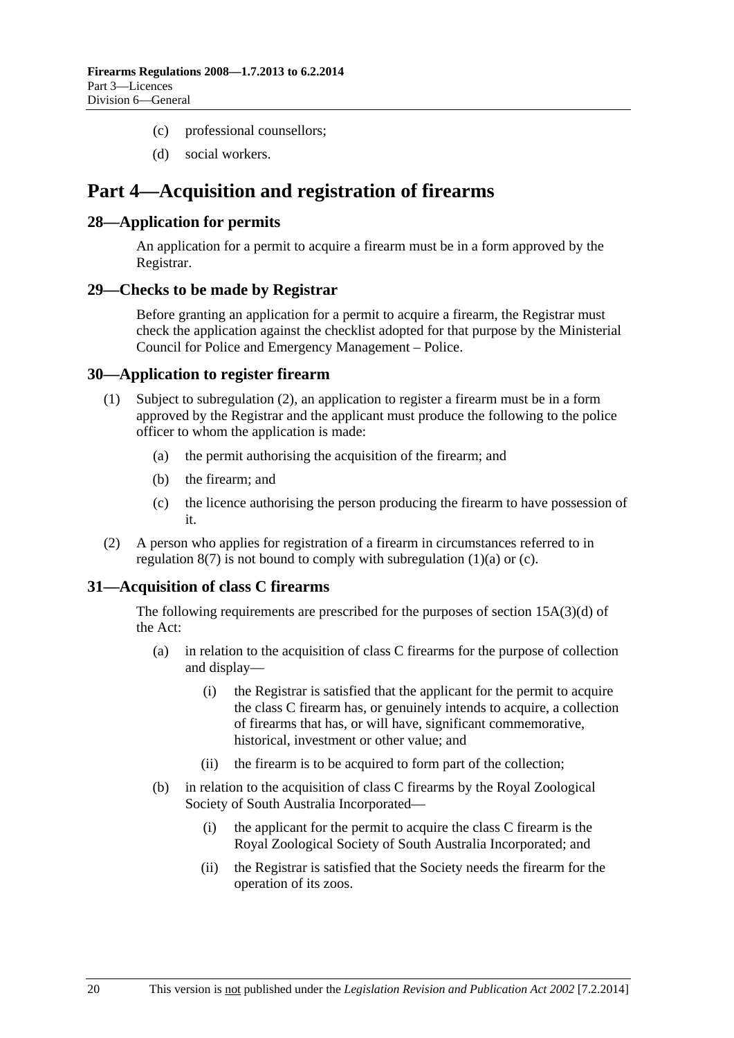(c) professional counsellors;

(d) social workers.

# Part 4—Acquisition and registration of firearms

## 28—Application for permits

An application for a permit to acquire a firearm must be in a form approved by the Registrar.

## 29—Checks to be made by Registrar

Before granting an application for a permit to acquire a firearm, the Registrar must check the application against the checklist adopted for that purpose by the Ministerial Council for Police and Emergency Management – Police.

## 30—Application to register firearm

(1) Subject to subregulation (2), an application to register a firearm must be in a form approved by the Registrar and the applicant must produce the following to the police officer to whom the application is made:

(a) the permit authorising the acquisition of the firearm; and

(b) the firearm; and

(c) the licence authorising the person producing the firearm to have possession of it.

(2) A person who applies for registration of a firearm in circumstances referred to in regulation 8(7) is not bound to comply with subregulation (1)(a) or (c).

## 31—Acquisition of class C firearms

The following requirements are prescribed for the purposes of section 15A(3)(d) of the Act:

(a) in relation to the acquisition of class C firearms for the purpose of collection and display—

(i) the Registrar is satisfied that the applicant for the permit to acquire the class C firearm has, or genuinely intends to acquire, a collection of firearms that has, or will have, significant commemorative, historical, investment or other value; and

(ii) the firearm is to be acquired to form part of the collection;

(b) in relation to the acquisition of class C firearms by the Royal Zoological Society of South Australia Incorporated—

(i) the applicant for the permit to acquire the class C firearm is the Royal Zoological Society of South Australia Incorporated; and

(ii) the Registrar is satisfied that the Society needs the firearm for the operation of its zoos.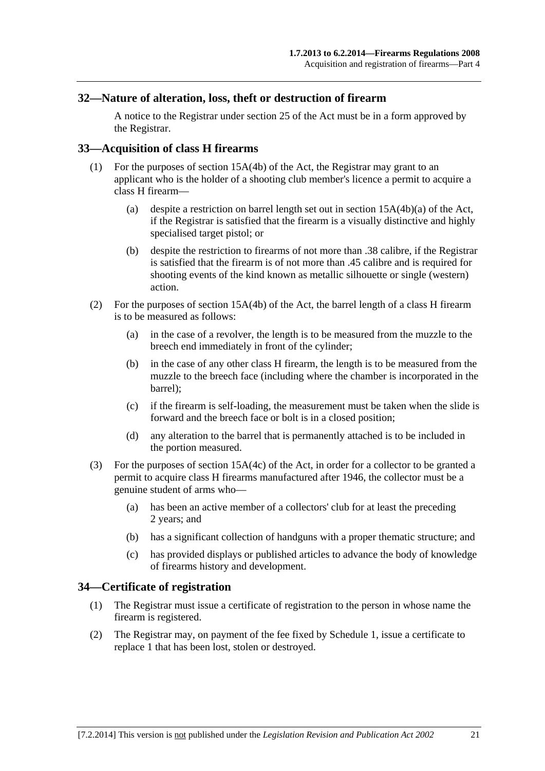## 32—Nature of alteration, loss, theft or destruction of firearm

A notice to the Registrar under section 25 of the Act must be in a form approved by the Registrar.

## 33—Acquisition of class H firearms

(1) For the purposes of section 15A(4b) of the Act, the Registrar may grant to an applicant who is the holder of a shooting club member's licence a permit to acquire a class H firearm—

(a) despite a restriction on barrel length set out in section 15A(4b)(a) of the Act, if the Registrar is satisfied that the firearm is a visually distinctive and highly specialised target pistol; or

(b) despite the restriction to firearms of not more than .38 calibre, if the Registrar is satisfied that the firearm is of not more than .45 calibre and is required for shooting events of the kind known as metallic silhouette or single (western) action.

(2) For the purposes of section 15A(4b) of the Act, the barrel length of a class H firearm is to be measured as follows:

(a) in the case of a revolver, the length is to be measured from the muzzle to the breech end immediately in front of the cylinder;

(b) in the case of any other class H firearm, the length is to be measured from the muzzle to the breech face (including where the chamber is incorporated in the barrel);

(c) if the firearm is self-loading, the measurement must be taken when the slide is forward and the breech face or bolt is in a closed position;

(d) any alteration to the barrel that is permanently attached is to be included in the portion measured.

(3) For the purposes of section 15A(4c) of the Act, in order for a collector to be granted a permit to acquire class H firearms manufactured after 1946, the collector must be a genuine student of arms who—

(a) has been an active member of a collectors' club for at least the preceding 2 years; and

(b) has a significant collection of handguns with a proper thematic structure; and

(c) has provided displays or published articles to advance the body of knowledge of firearms history and development.

## 34—Certificate of registration

(1) The Registrar must issue a certificate of registration to the person in whose name the firearm is registered.

(2) The Registrar may, on payment of the fee fixed by Schedule 1, issue a certificate to replace 1 that has been lost, stolen or destroyed.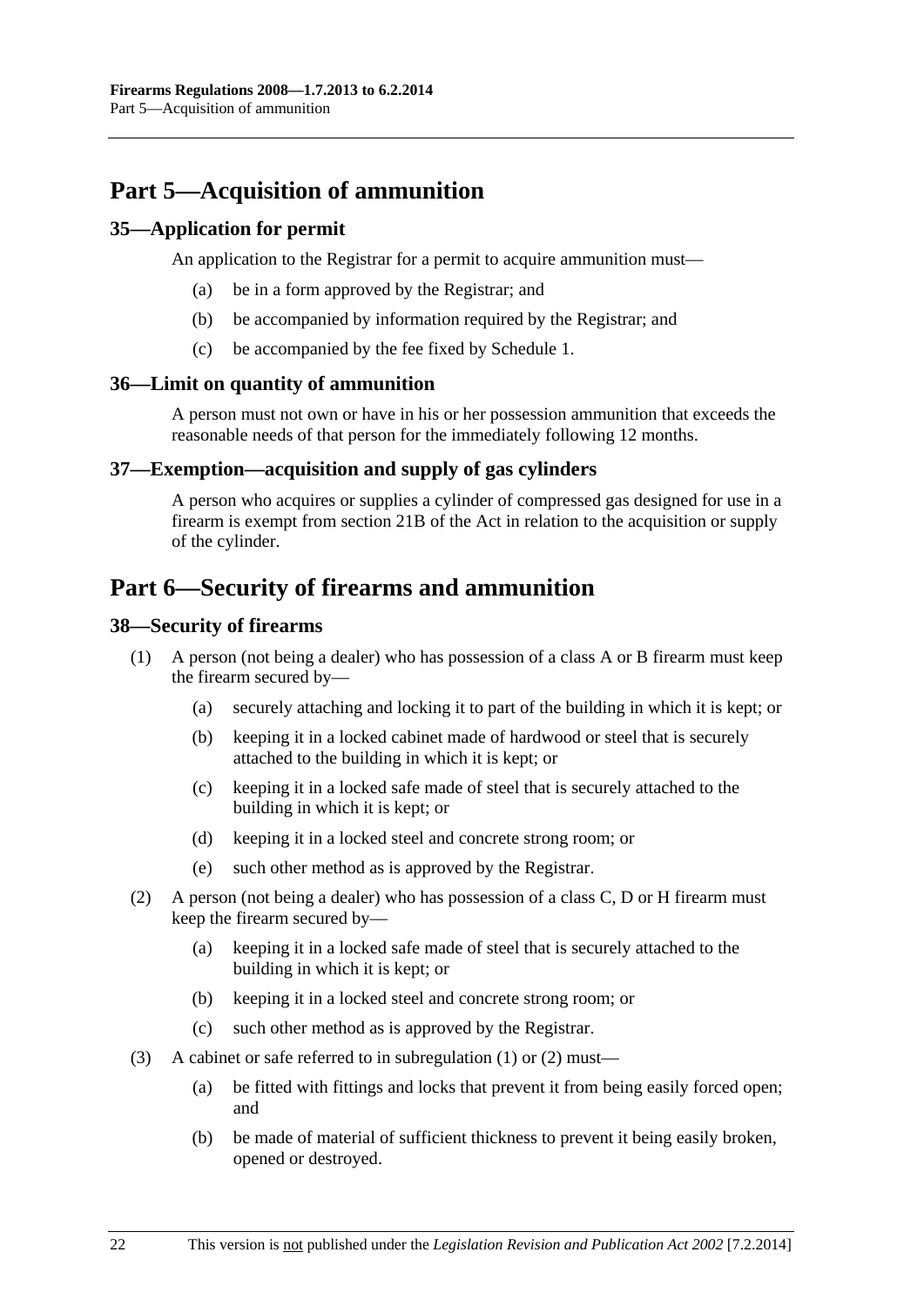# Part 5—Acquisition of ammunition

## 35—Application for permit

An application to the Registrar for a permit to acquire ammunition must—

(a) be in a form approved by the Registrar; and

(b) be accompanied by information required by the Registrar; and

(c) be accompanied by the fee fixed by Schedule 1.

## 36—Limit on quantity of ammunition

A person must not own or have in his or her possession ammunition that exceeds the reasonable needs of that person for the immediately following 12 months.

## 37—Exemption—acquisition and supply of gas cylinders

A person who acquires or supplies a cylinder of compressed gas designed for use in a firearm is exempt from section 21B of the Act in relation to the acquisition or supply of the cylinder.

# Part 6—Security of firearms and ammunition

## 38—Security of firearms

(1) A person (not being a dealer) who has possession of a class A or B firearm must keep the firearm secured by—

(a) securely attaching and locking it to part of the building in which it is kept; or

(b) keeping it in a locked cabinet made of hardwood or steel that is securely attached to the building in which it is kept; or

(c) keeping it in a locked safe made of steel that is securely attached to the building in which it is kept; or

(d) keeping it in a locked steel and concrete strong room; or

(e) such other method as is approved by the Registrar.

(2) A person (not being a dealer) who has possession of a class C, D or H firearm must keep the firearm secured by—

(a) keeping it in a locked safe made of steel that is securely attached to the building in which it is kept; or

(b) keeping it in a locked steel and concrete strong room; or

(c) such other method as is approved by the Registrar.

(3) A cabinet or safe referred to in subregulation (1) or (2) must—

(a) be fitted with fittings and locks that prevent it from being easily forced open; and

(b) be made of material of sufficient thickness to prevent it being easily broken, opened or destroyed.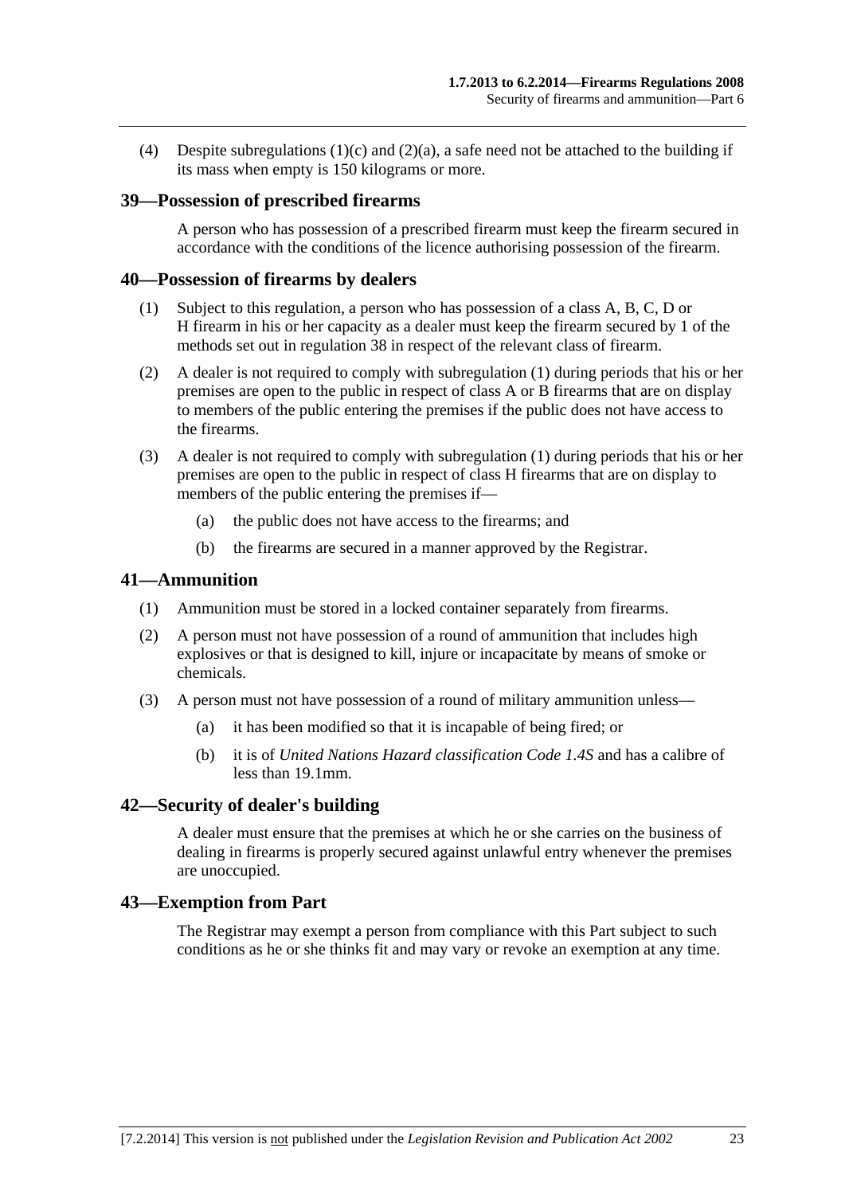(4) Despite subregulations (1)(c) and (2)(a), a safe need not be attached to the building if its mass when empty is 150 kilograms or more.

## 39—Possession of prescribed firearms

A person who has possession of a prescribed firearm must keep the firearm secured in accordance with the conditions of the licence authorising possession of the firearm.

## 40—Possession of firearms by dealers

(1) Subject to this regulation, a person who has possession of a class A, B, C, D or H firearm in his or her capacity as a dealer must keep the firearm secured by 1 of the methods set out in regulation 38 in respect of the relevant class of firearm.

(2) A dealer is not required to comply with subregulation (1) during periods that his or her premises are open to the public in respect of class A or B firearms that are on display to members of the public entering the premises if the public does not have access to the firearms.

(3) A dealer is not required to comply with subregulation (1) during periods that his or her premises are open to the public in respect of class H firearms that are on display to members of the public entering the premises if—

(a) the public does not have access to the firearms; and

(b) the firearms are secured in a manner approved by the Registrar.

## 41—Ammunition

(1) Ammunition must be stored in a locked container separately from firearms.

(2) A person must not have possession of a round of ammunition that includes high explosives or that is designed to kill, injure or incapacitate by means of smoke or chemicals.

(3) A person must not have possession of a round of military ammunition unless—

(a) it has been modified so that it is incapable of being fired; or

(b) it is of *United Nations Hazard classification Code 1.4S* and has a calibre of less than 19.1mm.

## 42—Security of dealer's building

A dealer must ensure that the premises at which he or she carries on the business of dealing in firearms is properly secured against unlawful entry whenever the premises are unoccupied.

## 43—Exemption from Part

The Registrar may exempt a person from compliance with this Part subject to such conditions as he or she thinks fit and may vary or revoke an exemption at any time.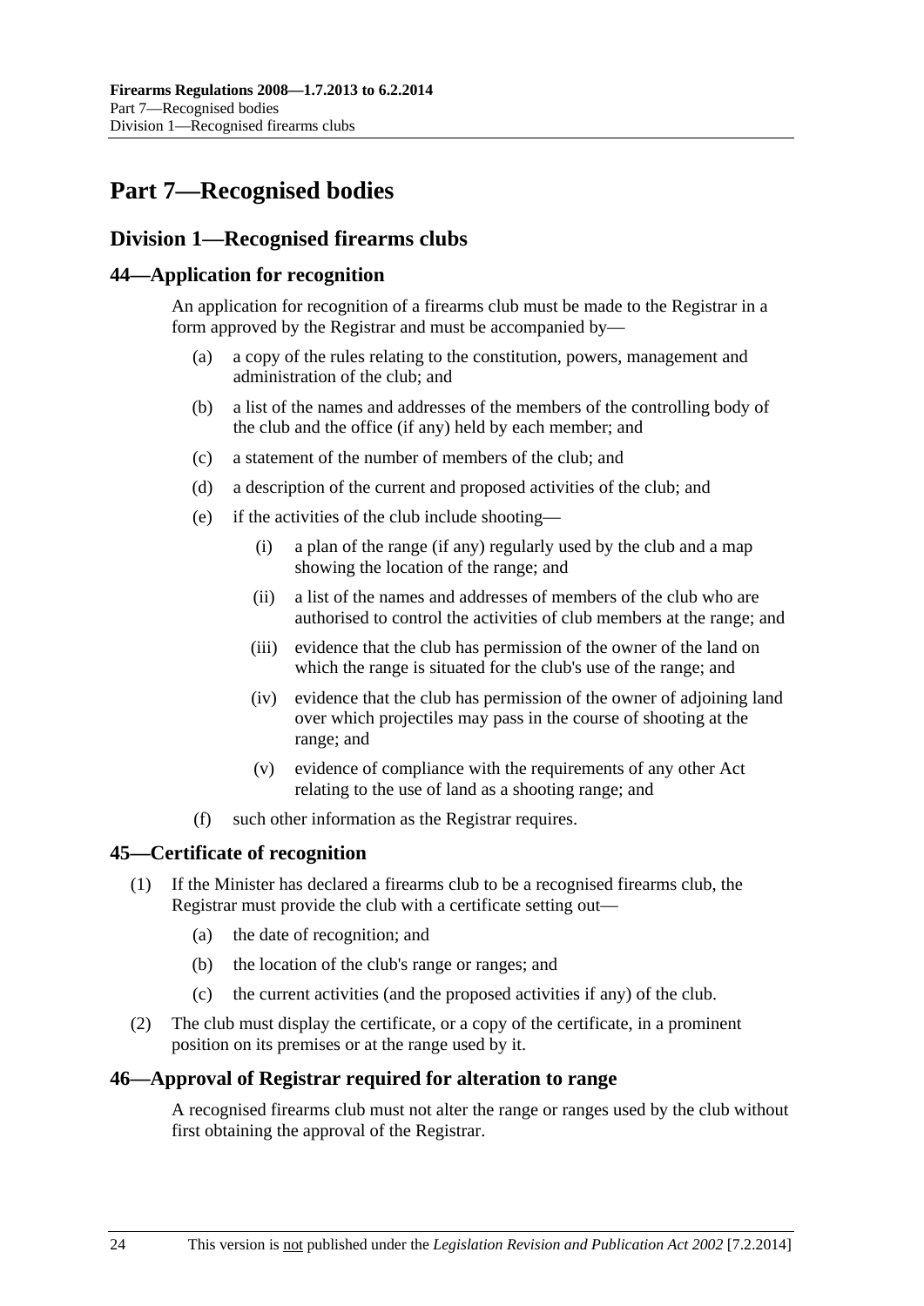# Part 7—Recognised bodies

## Division 1—Recognised firearms clubs

### 44—Application for recognition

An application for recognition of a firearms club must be made to the Registrar in a form approved by the Registrar and must be accompanied by—

(a) a copy of the rules relating to the constitution, powers, management and administration of the club; and

(b) a list of the names and addresses of the members of the controlling body of the club and the office (if any) held by each member; and

(c) a statement of the number of members of the club; and

(d) a description of the current and proposed activities of the club; and

(e) if the activities of the club include shooting—

(i) a plan of the range (if any) regularly used by the club and a map showing the location of the range; and

(ii) a list of the names and addresses of members of the club who are authorised to control the activities of club members at the range; and

(iii) evidence that the club has permission of the owner of the land on which the range is situated for the club's use of the range; and

(iv) evidence that the club has permission of the owner of adjoining land over which projectiles may pass in the course of shooting at the range; and

(v) evidence of compliance with the requirements of any other Act relating to the use of land as a shooting range; and

(f) such other information as the Registrar requires.

### 45—Certificate of recognition

(1) If the Minister has declared a firearms club to be a recognised firearms club, the Registrar must provide the club with a certificate setting out—

(a) the date of recognition; and

(b) the location of the club's range or ranges; and

(c) the current activities (and the proposed activities if any) of the club.

(2) The club must display the certificate, or a copy of the certificate, in a prominent position on its premises or at the range used by it.

### 46—Approval of Registrar required for alteration to range

A recognised firearms club must not alter the range or ranges used by the club without first obtaining the approval of the Registrar.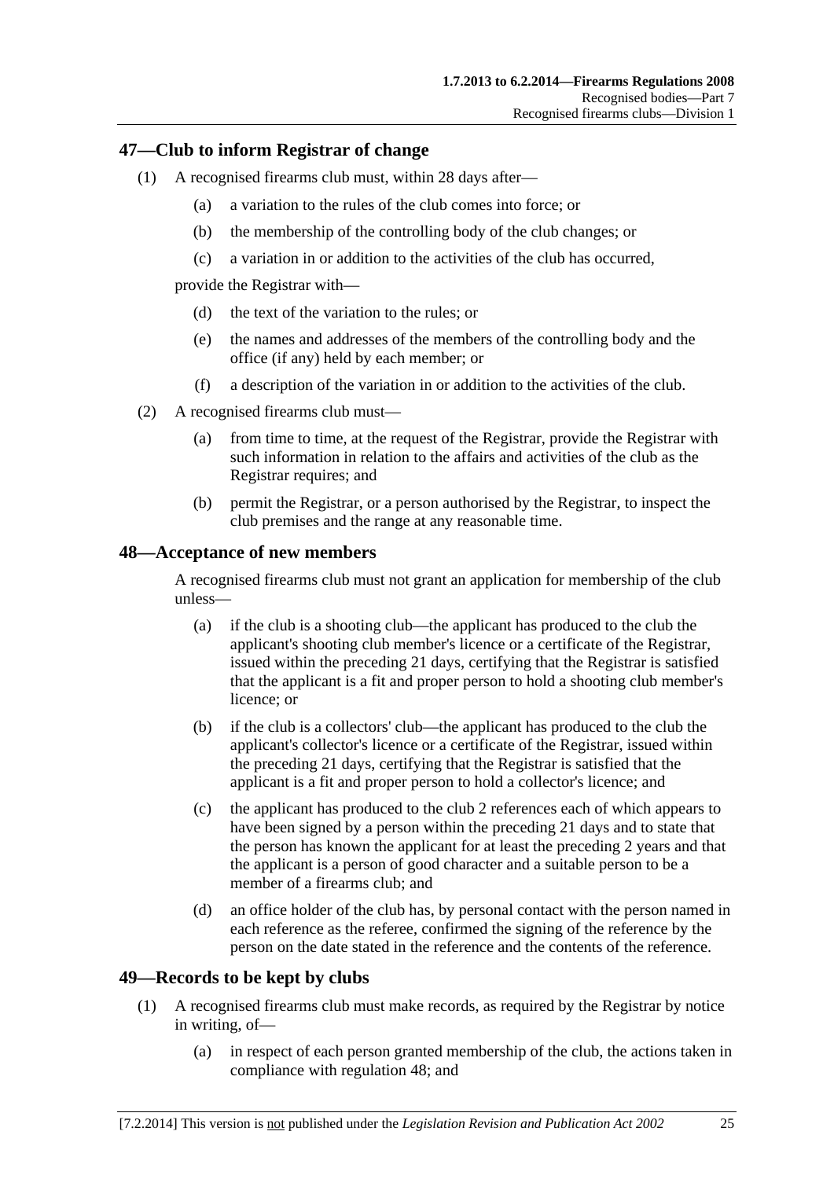## 47—Club to inform Registrar of change

(1) A recognised firearms club must, within 28 days after—

(a) a variation to the rules of the club comes into force; or

(b) the membership of the controlling body of the club changes; or

(c) a variation in or addition to the activities of the club has occurred,

provide the Registrar with—

(d) the text of the variation to the rules; or

(e) the names and addresses of the members of the controlling body and the office (if any) held by each member; or

(f) a description of the variation in or addition to the activities of the club.

(2) A recognised firearms club must—

(a) from time to time, at the request of the Registrar, provide the Registrar with such information in relation to the affairs and activities of the club as the Registrar requires; and

(b) permit the Registrar, or a person authorised by the Registrar, to inspect the club premises and the range at any reasonable time.

## 48—Acceptance of new members

A recognised firearms club must not grant an application for membership of the club unless—

(a) if the club is a shooting club—the applicant has produced to the club the applicant's shooting club member's licence or a certificate of the Registrar, issued within the preceding 21 days, certifying that the Registrar is satisfied that the applicant is a fit and proper person to hold a shooting club member's licence; or

(b) if the club is a collectors' club—the applicant has produced to the club the applicant's collector's licence or a certificate of the Registrar, issued within the preceding 21 days, certifying that the Registrar is satisfied that the applicant is a fit and proper person to hold a collector's licence; and

(c) the applicant has produced to the club 2 references each of which appears to have been signed by a person within the preceding 21 days and to state that the person has known the applicant for at least the preceding 2 years and that the applicant is a person of good character and a suitable person to be a member of a firearms club; and

(d) an office holder of the club has, by personal contact with the person named in each reference as the referee, confirmed the signing of the reference by the person on the date stated in the reference and the contents of the reference.

## 49—Records to be kept by clubs

(1) A recognised firearms club must make records, as required by the Registrar by notice in writing, of—

(a) in respect of each person granted membership of the club, the actions taken in compliance with regulation 48; and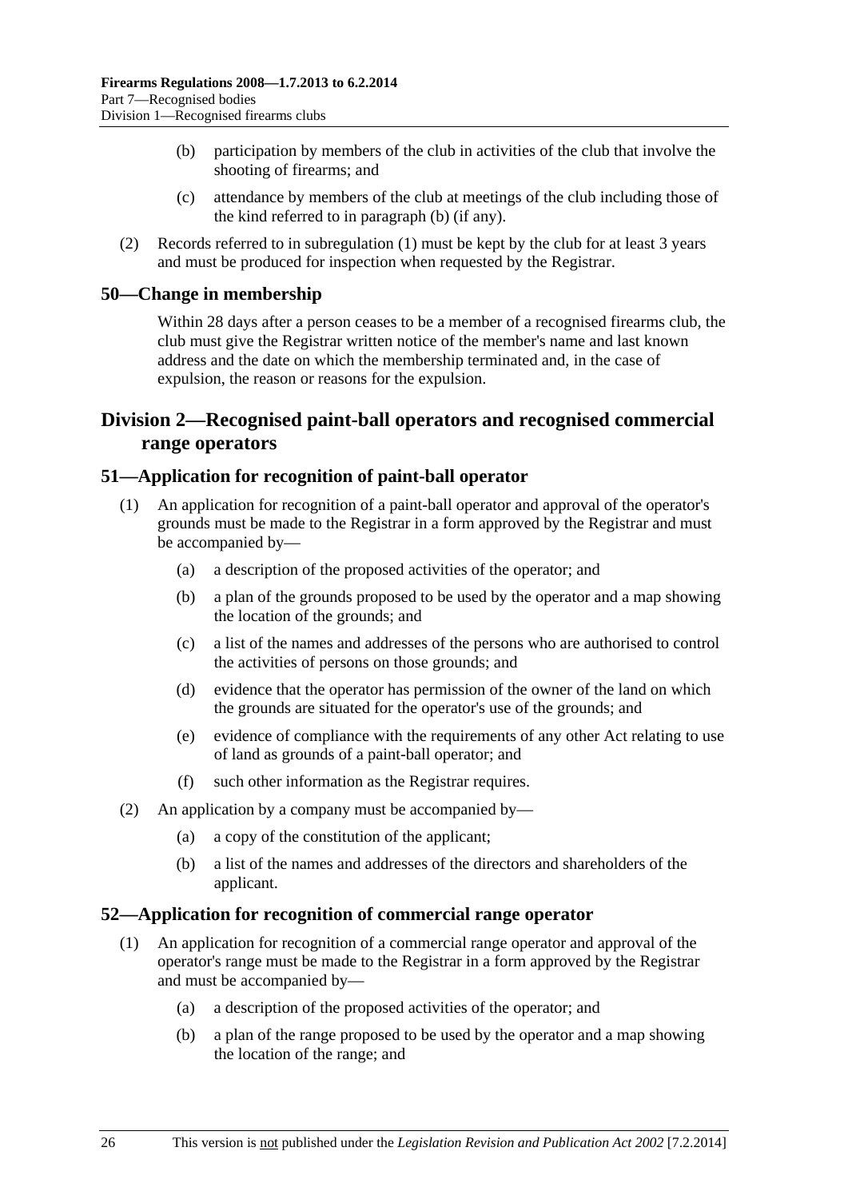(b) participation by members of the club in activities of the club that involve the shooting of firearms; and

(c) attendance by members of the club at meetings of the club including those of the kind referred to in paragraph (b) (if any).

(2) Records referred to in subregulation (1) must be kept by the club for at least 3 years and must be produced for inspection when requested by the Registrar.

### 50—Change in membership

Within 28 days after a person ceases to be a member of a recognised firearms club, the club must give the Registrar written notice of the member's name and last known address and the date on which the membership terminated and, in the case of expulsion, the reason or reasons for the expulsion.

## Division 2—Recognised paint-ball operators and recognised commercial range operators

### 51—Application for recognition of paint-ball operator

(1) An application for recognition of a paint-ball operator and approval of the operator's grounds must be made to the Registrar in a form approved by the Registrar and must be accompanied by—

(a) a description of the proposed activities of the operator; and

(b) a plan of the grounds proposed to be used by the operator and a map showing the location of the grounds; and

(c) a list of the names and addresses of the persons who are authorised to control the activities of persons on those grounds; and

(d) evidence that the operator has permission of the owner of the land on which the grounds are situated for the operator's use of the grounds; and

(e) evidence of compliance with the requirements of any other Act relating to use of land as grounds of a paint-ball operator; and

(f) such other information as the Registrar requires.

(2) An application by a company must be accompanied by—

(a) a copy of the constitution of the applicant;

(b) a list of the names and addresses of the directors and shareholders of the applicant.

### 52—Application for recognition of commercial range operator

(1) An application for recognition of a commercial range operator and approval of the operator's range must be made to the Registrar in a form approved by the Registrar and must be accompanied by—

(a) a description of the proposed activities of the operator; and

(b) a plan of the range proposed to be used by the operator and a map showing the location of the range; and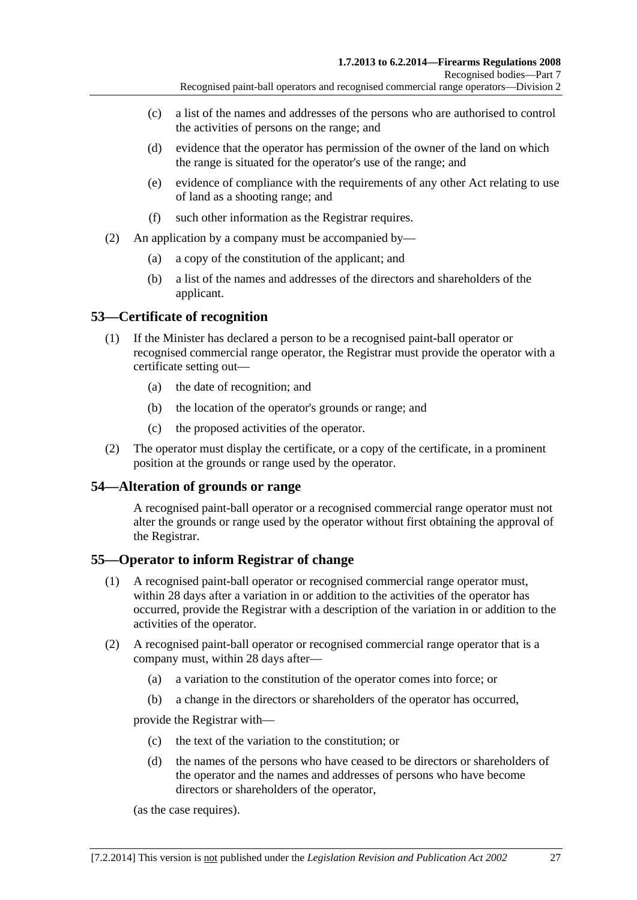(c) a list of the names and addresses of the persons who are authorised to control the activities of persons on the range; and

(d) evidence that the operator has permission of the owner of the land on which the range is situated for the operator's use of the range; and

(e) evidence of compliance with the requirements of any other Act relating to use of land as a shooting range; and

(f) such other information as the Registrar requires.

(2) An application by a company must be accompanied by—

(a) a copy of the constitution of the applicant; and

(b) a list of the names and addresses of the directors and shareholders of the applicant.

## 53—Certificate of recognition

(1) If the Minister has declared a person to be a recognised paint-ball operator or recognised commercial range operator, the Registrar must provide the operator with a certificate setting out—

(a) the date of recognition; and

(b) the location of the operator's grounds or range; and

(c) the proposed activities of the operator.

(2) The operator must display the certificate, or a copy of the certificate, in a prominent position at the grounds or range used by the operator.

## 54—Alteration of grounds or range

A recognised paint-ball operator or a recognised commercial range operator must not alter the grounds or range used by the operator without first obtaining the approval of the Registrar.

## 55—Operator to inform Registrar of change

(1) A recognised paint-ball operator or recognised commercial range operator must, within 28 days after a variation in or addition to the activities of the operator has occurred, provide the Registrar with a description of the variation in or addition to the activities of the operator.

(2) A recognised paint-ball operator or recognised commercial range operator that is a company must, within 28 days after—

(a) a variation to the constitution of the operator comes into force; or

(b) a change in the directors or shareholders of the operator has occurred,

provide the Registrar with—

(c) the text of the variation to the constitution; or

(d) the names of the persons who have ceased to be directors or shareholders of the operator and the names and addresses of persons who have become directors or shareholders of the operator,

(as the case requires).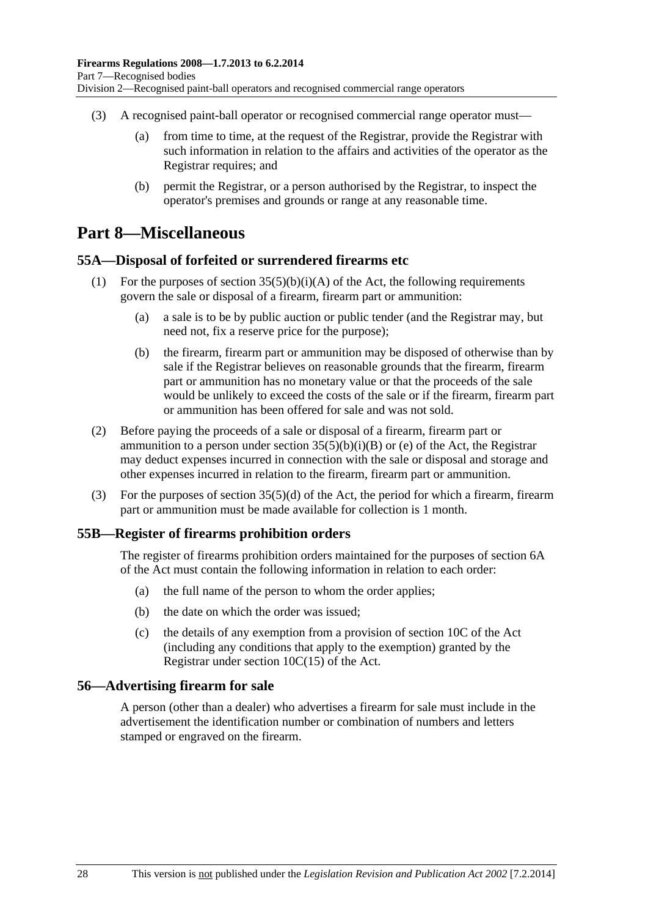(3) A recognised paint-ball operator or recognised commercial range operator must—

(a) from time to time, at the request of the Registrar, provide the Registrar with such information in relation to the affairs and activities of the operator as the Registrar requires; and

(b) permit the Registrar, or a person authorised by the Registrar, to inspect the operator's premises and grounds or range at any reasonable time.

# Part 8—Miscellaneous

## 55A—Disposal of forfeited or surrendered firearms etc

(1) For the purposes of section 35(5)(b)(i)(A) of the Act, the following requirements govern the sale or disposal of a firearm, firearm part or ammunition:

(a) a sale is to be by public auction or public tender (and the Registrar may, but need not, fix a reserve price for the purpose);

(b) the firearm, firearm part or ammunition may be disposed of otherwise than by sale if the Registrar believes on reasonable grounds that the firearm, firearm part or ammunition has no monetary value or that the proceeds of the sale would be unlikely to exceed the costs of the sale or if the firearm, firearm part or ammunition has been offered for sale and was not sold.

(2) Before paying the proceeds of a sale or disposal of a firearm, firearm part or ammunition to a person under section 35(5)(b)(i)(B) or (e) of the Act, the Registrar may deduct expenses incurred in connection with the sale or disposal and storage and other expenses incurred in relation to the firearm, firearm part or ammunition.

(3) For the purposes of section 35(5)(d) of the Act, the period for which a firearm, firearm part or ammunition must be made available for collection is 1 month.

## 55B—Register of firearms prohibition orders

The register of firearms prohibition orders maintained for the purposes of section 6A of the Act must contain the following information in relation to each order:

(a) the full name of the person to whom the order applies;

(b) the date on which the order was issued;

(c) the details of any exemption from a provision of section 10C of the Act (including any conditions that apply to the exemption) granted by the Registrar under section 10C(15) of the Act.

## 56—Advertising firearm for sale

A person (other than a dealer) who advertises a firearm for sale must include in the advertisement the identification number or combination of numbers and letters stamped or engraved on the firearm.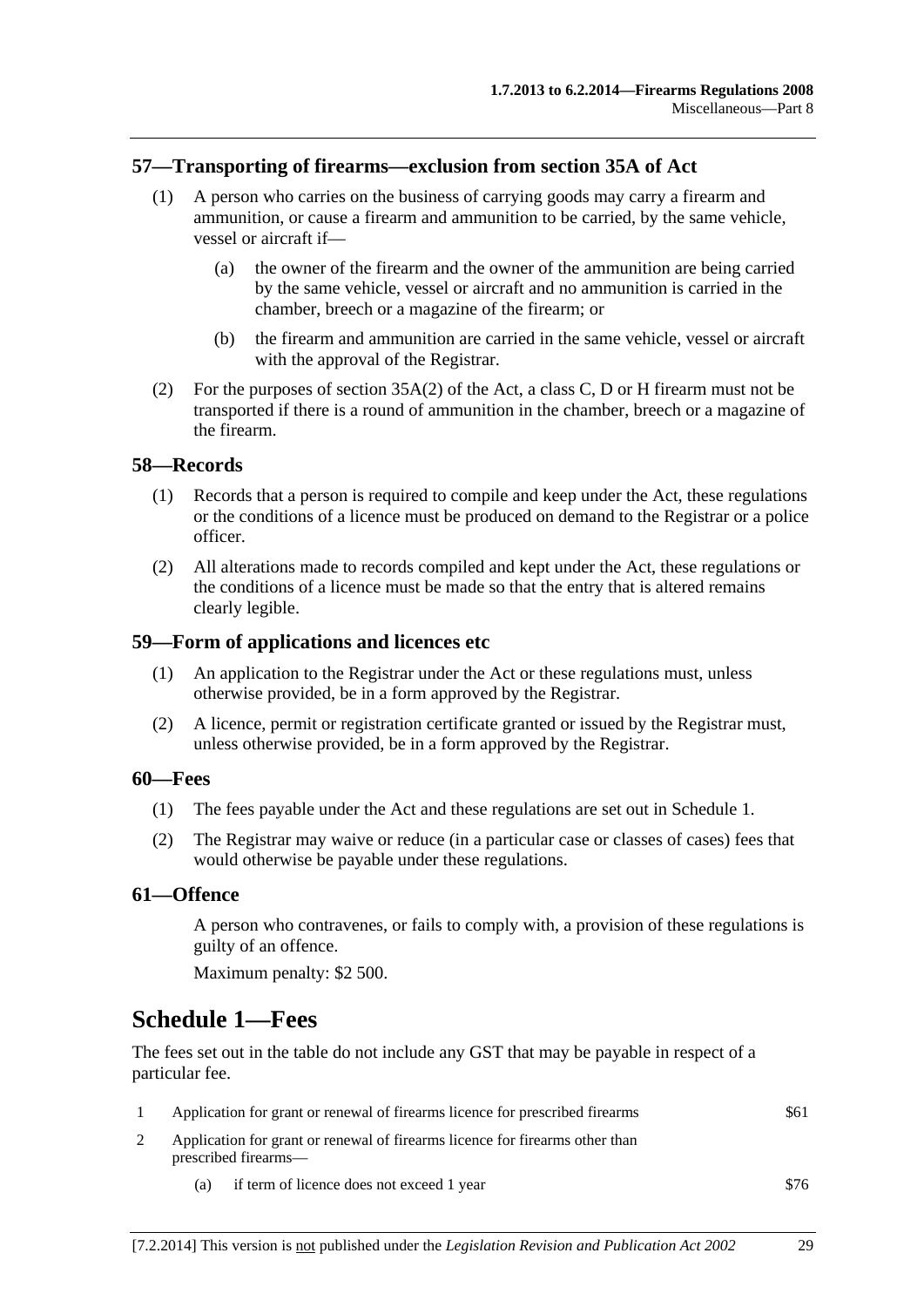## 57—Transporting of firearms—exclusion from section 35A of Act

(1) A person who carries on the business of carrying goods may carry a firearm and ammunition, or cause a firearm and ammunition to be carried, by the same vehicle, vessel or aircraft if—

(a) the owner of the firearm and the owner of the ammunition are being carried by the same vehicle, vessel or aircraft and no ammunition is carried in the chamber, breech or a magazine of the firearm; or

(b) the firearm and ammunition are carried in the same vehicle, vessel or aircraft with the approval of the Registrar.

(2) For the purposes of section 35A(2) of the Act, a class C, D or H firearm must not be transported if there is a round of ammunition in the chamber, breech or a magazine of the firearm.

## 58—Records

(1) Records that a person is required to compile and keep under the Act, these regulations or the conditions of a licence must be produced on demand to the Registrar or a police officer.

(2) All alterations made to records compiled and kept under the Act, these regulations or the conditions of a licence must be made so that the entry that is altered remains clearly legible.

## 59—Form of applications and licences etc

(1) An application to the Registrar under the Act or these regulations must, unless otherwise provided, be in a form approved by the Registrar.

(2) A licence, permit or registration certificate granted or issued by the Registrar must, unless otherwise provided, be in a form approved by the Registrar.

## 60—Fees

(1) The fees payable under the Act and these regulations are set out in Schedule 1.

(2) The Registrar may waive or reduce (in a particular case or classes of cases) fees that would otherwise be payable under these regulations.

## 61—Offence

A person who contravenes, or fails to comply with, a provision of these regulations is guilty of an offence.

Maximum penalty: $2 500.

# Schedule 1—Fees

The fees set out in the table do not include any GST that may be payable in respect of a particular fee.

| | | |
|---|---|---|
| 1 | Application for grant or renewal of firearms licence for prescribed firearms | $61 |
| 2 | Application for grant or renewal of firearms licence for firearms other than prescribed firearms— | |
| | (a) if term of licence does not exceed 1 year | $76 |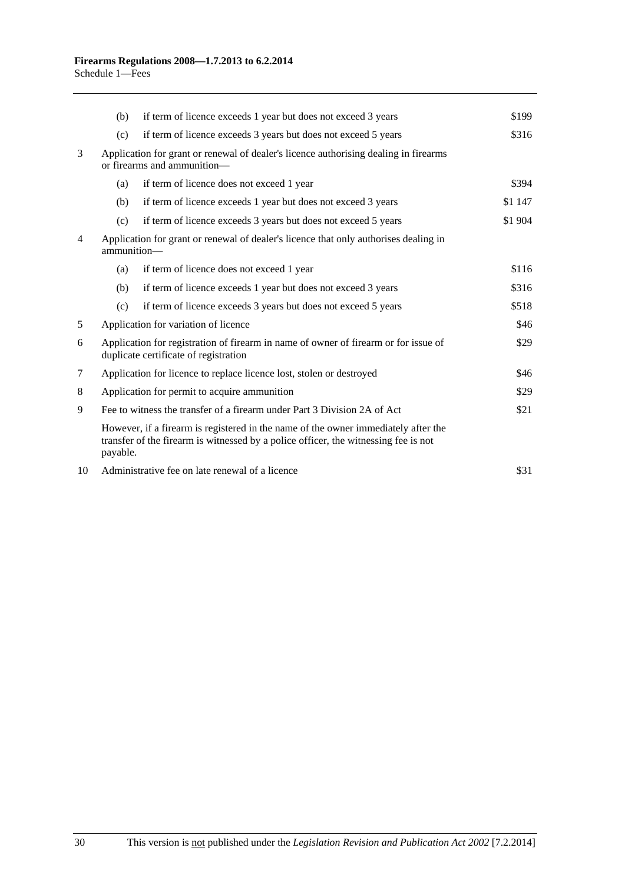| | | | |
|---|---|---|---|
| | (b) | if term of licence exceeds 1 year but does not exceed 3 years | $199 |
| | (c) | if term of licence exceeds 3 years but does not exceed 5 years | $316 |
| 3 | Application for grant or renewal of dealer's licence authorising dealing in firearms or firearms and ammunition— | | |
| | (a) | if term of licence does not exceed 1 year | $394 |
| | (b) | if term of licence exceeds 1 year but does not exceed 3 years | $1 147 |
| | (c) | if term of licence exceeds 3 years but does not exceed 5 years | $1 904 |
| 4 | Application for grant or renewal of dealer's licence that only authorises dealing in ammunition— | | |
| | (a) | if term of licence does not exceed 1 year | $116 |
| | (b) | if term of licence exceeds 1 year but does not exceed 3 years | $316 |
| | (c) | if term of licence exceeds 3 years but does not exceed 5 years | $518 |
| 5 | Application for variation of licence | | $46 |
| 6 | Application for registration of firearm in name of owner of firearm or for issue of duplicate certificate of registration | | $29 |
| 7 | Application for licence to replace licence lost, stolen or destroyed | | $46 |
| 8 | Application for permit to acquire ammunition | | $29 |
| 9 | Fee to witness the transfer of a firearm under Part 3 Division 2A of Act | | $21 |
| | However, if a firearm is registered in the name of the owner immediately after the transfer of the firearm is witnessed by a police officer, the witnessing fee is not payable. | | |
| 10 | Administrative fee on late renewal of a licence | | $31 |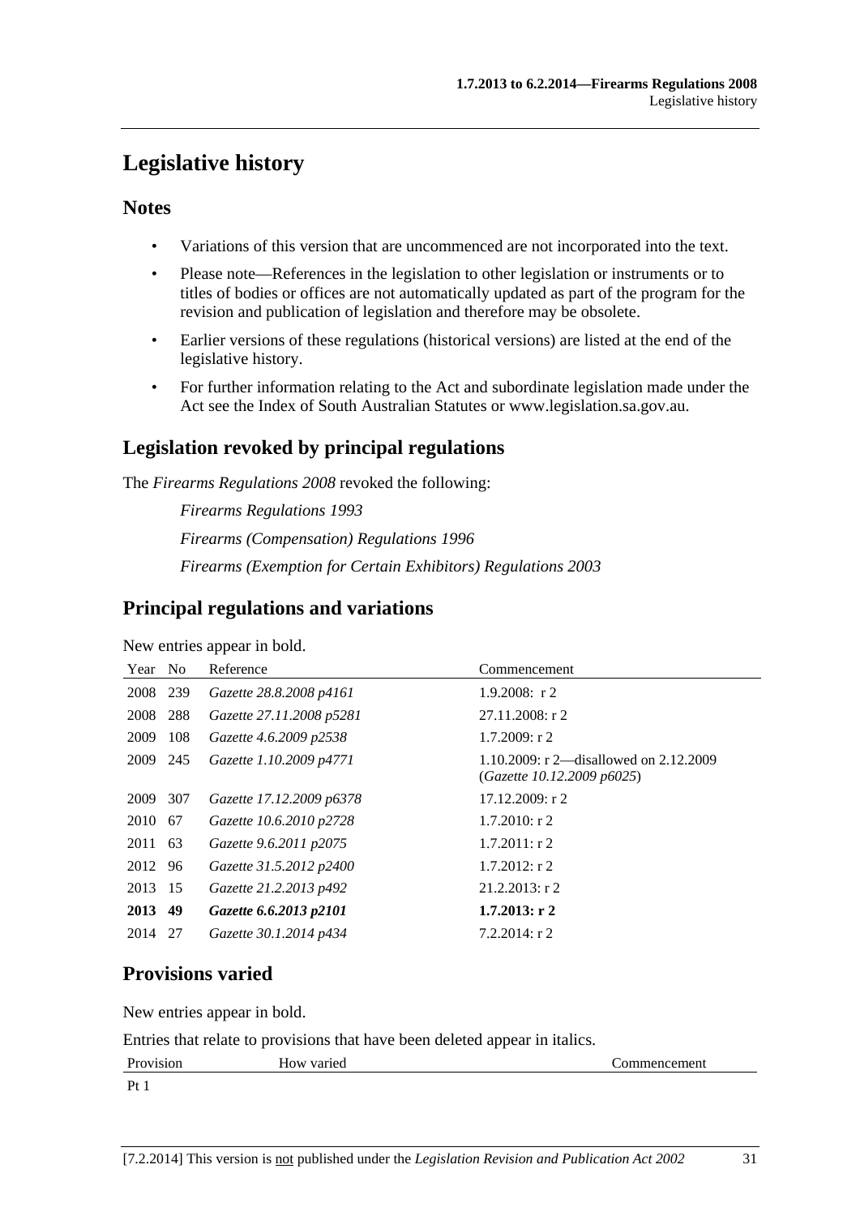# Legislative history

## Notes

- Variations of this version that are uncommenced are not incorporated into the text.
- Please note—References in the legislation to other legislation or instruments or to titles of bodies or offices are not automatically updated as part of the program for the revision and publication of legislation and therefore may be obsolete.
- Earlier versions of these regulations (historical versions) are listed at the end of the legislative history.
- For further information relating to the Act and subordinate legislation made under the Act see the Index of South Australian Statutes or www.legislation.sa.gov.au.

## Legislation revoked by principal regulations

The *Firearms Regulations 2008* revoked the following:

*Firearms Regulations 1993*

*Firearms (Compensation) Regulations 1996*

*Firearms (Exemption for Certain Exhibitors) Regulations 2003*

## Principal regulations and variations

New entries appear in bold.

| Year | No | Reference | Commencement |
|---|---|---|---|
| 2008 | 239 | *Gazette 28.8.2008 p4161* | 1.9.2008: r 2 |
| 2008 | 288 | *Gazette 27.11.2008 p5281* | 27.11.2008: r 2 |
| 2009 | 108 | *Gazette 4.6.2009 p2538* | 1.7.2009: r 2 |
| 2009 | 245 | *Gazette 1.10.2009 p4771* | 1.10.2009: r 2—disallowed on 2.12.2009 (*Gazette 10.12.2009 p6025*) |
| 2009 | 307 | *Gazette 17.12.2009 p6378* | 17.12.2009: r 2 |
| 2010 | 67 | *Gazette 10.6.2010 p2728* | 1.7.2010: r 2 |
| 2011 | 63 | *Gazette 9.6.2011 p2075* | 1.7.2011: r 2 |
| 2012 | 96 | *Gazette 31.5.2012 p2400* | 1.7.2012: r 2 |
| 2013 | 15 | *Gazette 21.2.2013 p492* | 21.2.2013: r 2 |
| **2013** | **49** | ***Gazette 6.6.2013 p2101*** | **1.7.2013: r 2** |
| 2014 | 27 | *Gazette 30.1.2014 p434* | 7.2.2014: r 2 |

## Provisions varied

New entries appear in bold.

Entries that relate to provisions that have been deleted appear in italics.

| Provision | How varied | Commencement |
|---|---|---|
| Pt 1 | | |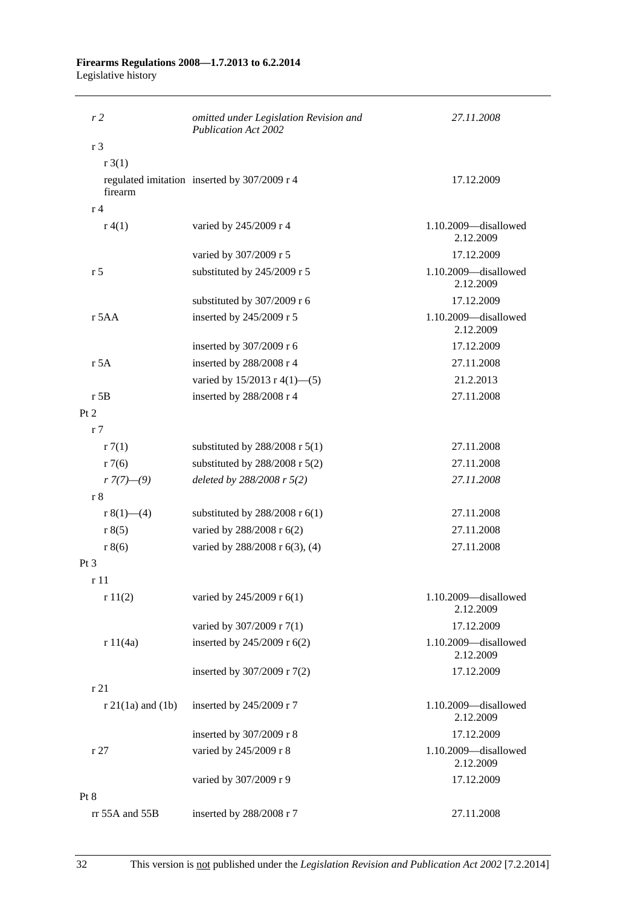| | | |
|---|---|---|
| *r 2* | *omitted under Legislation Revision and Publication Act 2002* | *27.11.2008* |
| r 3 | | |
| r 3(1) | | |
| regulated imitation firearm | inserted by 307/2009 r 4 | 17.12.2009 |
| r 4 | | |
| r 4(1) | varied by 245/2009 r 4 | 1.10.2009—disallowed 2.12.2009 |
| | varied by 307/2009 r 5 | 17.12.2009 |
| r 5 | substituted by 245/2009 r 5 | 1.10.2009—disallowed 2.12.2009 |
| | substituted by 307/2009 r 6 | 17.12.2009 |
| r 5AA | inserted by 245/2009 r 5 | 1.10.2009—disallowed 2.12.2009 |
| | inserted by 307/2009 r 6 | 17.12.2009 |
| r 5A | inserted by 288/2008 r 4 | 27.11.2008 |
| | varied by 15/2013 r 4(1)—(5) | 21.2.2013 |
| r 5B | inserted by 288/2008 r 4 | 27.11.2008 |
| Pt 2 | | |
| r 7 | | |
| r 7(1) | substituted by 288/2008 r 5(1) | 27.11.2008 |
| r 7(6) | substituted by 288/2008 r 5(2) | 27.11.2008 |
| *r 7(7)—(9)* | *deleted by 288/2008 r 5(2)* | *27.11.2008* |
| r 8 | | |
| r 8(1)—(4) | substituted by 288/2008 r 6(1) | 27.11.2008 |
| r 8(5) | varied by 288/2008 r 6(2) | 27.11.2008 |
| r 8(6) | varied by 288/2008 r 6(3), (4) | 27.11.2008 |
| Pt 3 | | |
| r 11 | | |
| r 11(2) | varied by 245/2009 r 6(1) | 1.10.2009—disallowed 2.12.2009 |
| | varied by 307/2009 r 7(1) | 17.12.2009 |
| r 11(4a) | inserted by 245/2009 r 6(2) | 1.10.2009—disallowed 2.12.2009 |
| | inserted by 307/2009 r 7(2) | 17.12.2009 |
| r 21 | | |
| r 21(1a) and (1b) | inserted by 245/2009 r 7 | 1.10.2009—disallowed 2.12.2009 |
| | inserted by 307/2009 r 8 | 17.12.2009 |
| r 27 | varied by 245/2009 r 8 | 1.10.2009—disallowed 2.12.2009 |
| | varied by 307/2009 r 9 | 17.12.2009 |
| Pt 8 | | |
| rr 55A and 55B | inserted by 288/2008 r 7 | 27.11.2008 |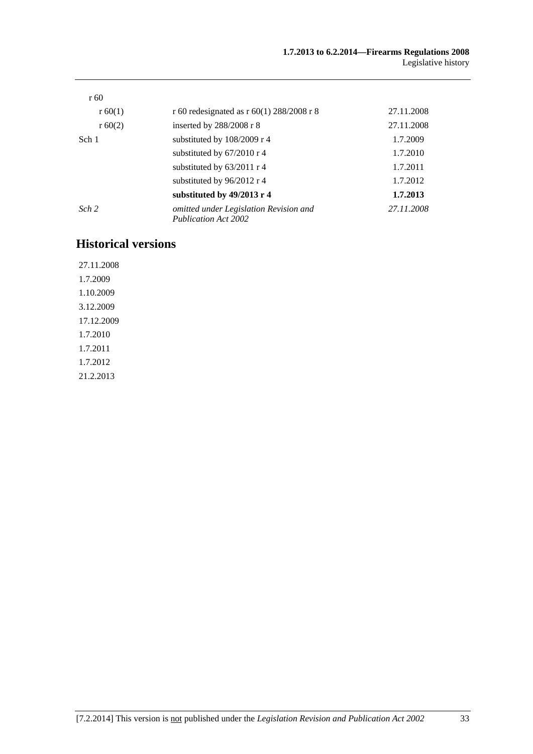| | | |
|---|---|---|
| r 60 | | |
| r 60(1) | r 60 redesignated as r 60(1) 288/2008 r 8 | 27.11.2008 |
| r 60(2) | inserted by 288/2008 r 8 | 27.11.2008 |
| Sch 1 | substituted by 108/2009 r 4 | 1.7.2009 |
| | substituted by 67/2010 r 4 | 1.7.2010 |
| | substituted by 63/2011 r 4 | 1.7.2011 |
| | substituted by 96/2012 r 4 | 1.7.2012 |
| | **substituted by 49/2013 r 4** | **1.7.2013** |
| *Sch 2* | *omitted under Legislation Revision and Publication Act 2002* | *27.11.2008* |

## Historical versions

27.11.2008

1.7.2009

1.10.2009

3.12.2009

17.12.2009

1.7.2010

1.7.2011

1.7.2012

21.2.2013